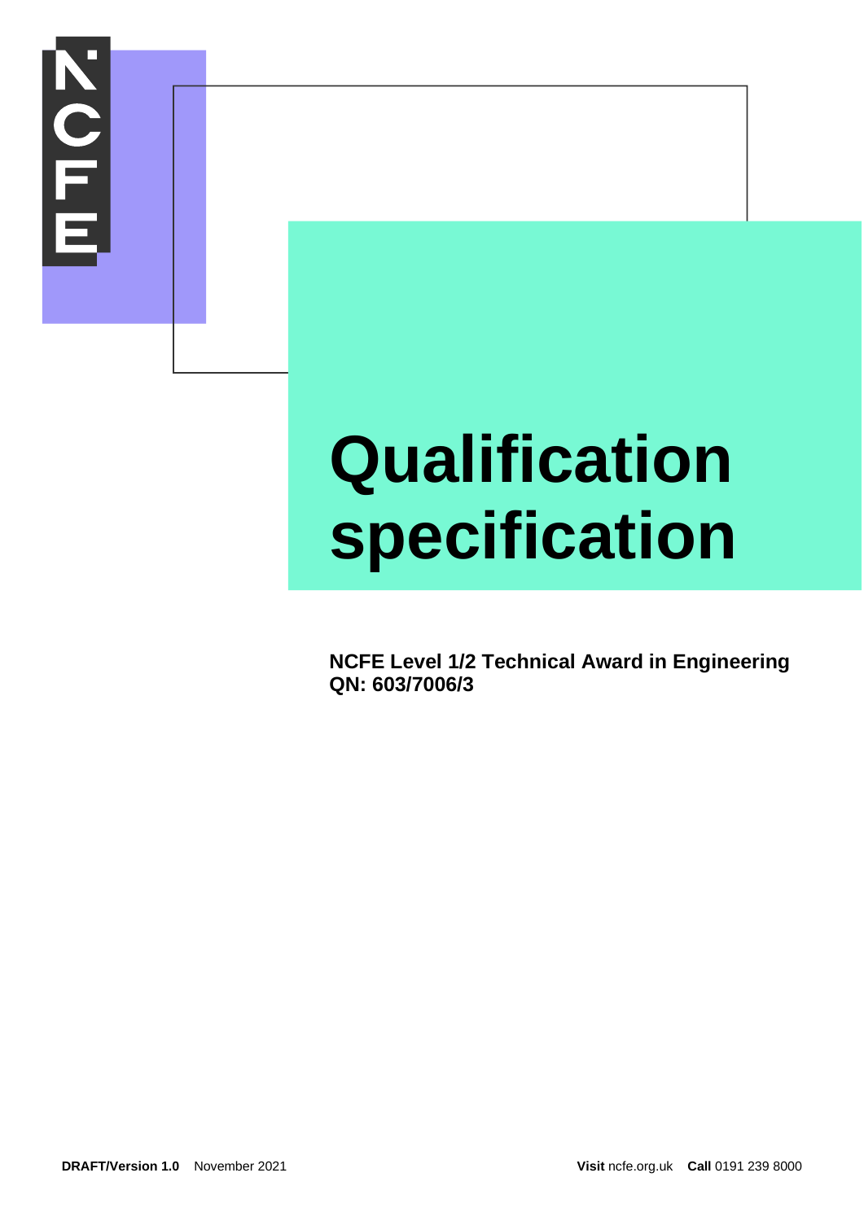# Qualification specification

**NCFE Level 1/2 Technical Award in Engineering**
**QN: 603/7006/3**

**DRAFT/Version 1.0** November 2021

**Visit** ncfe.org.uk **Call** 0191 239 8000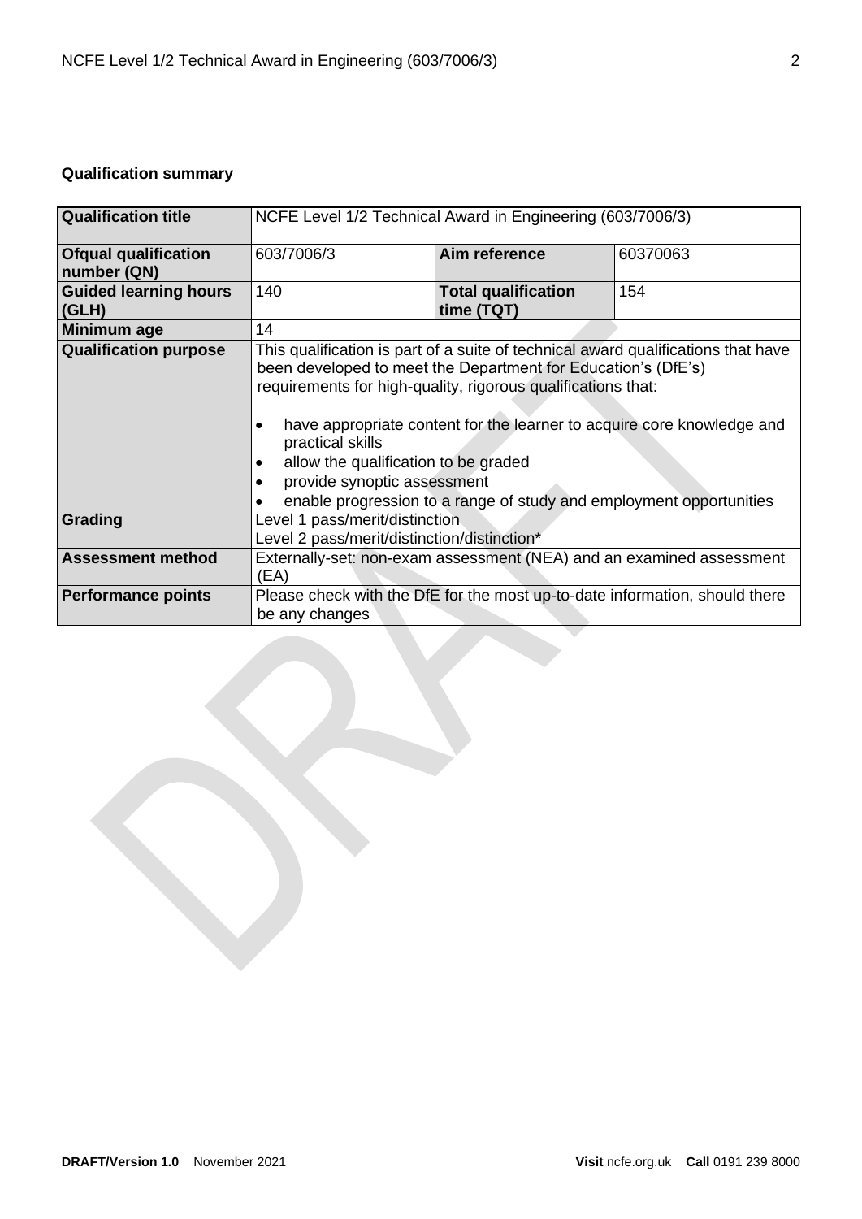**Qualification summary**

| Qualification title | NCFE Level 1/2 Technical Award in Engineering (603/7006/3) | | |
|---|---|---|---|
| Ofqual qualification number (QN) | 603/7006/3 | Aim reference | 60370063 |
| Guided learning hours (GLH) | 140 | Total qualification time (TQT) | 154 |
| Minimum age | 14 | | |
| Qualification purpose | This qualification is part of a suite of technical award qualifications that have been developed to meet the Department for Education's (DfE's) requirements for high-quality, rigorous qualifications that:<br><br>• have appropriate content for the learner to acquire core knowledge and practical skills<br>• allow the qualification to be graded<br>• provide synoptic assessment<br>• enable progression to a range of study and employment opportunities | | |
| Grading | Level 1 pass/merit/distinction<br>Level 2 pass/merit/distinction/distinction* | | |
| Assessment method | Externally-set: non-exam assessment (NEA) and an examined assessment (EA) | | |
| Performance points | Please check with the DfE for the most up-to-date information, should there be any changes | | |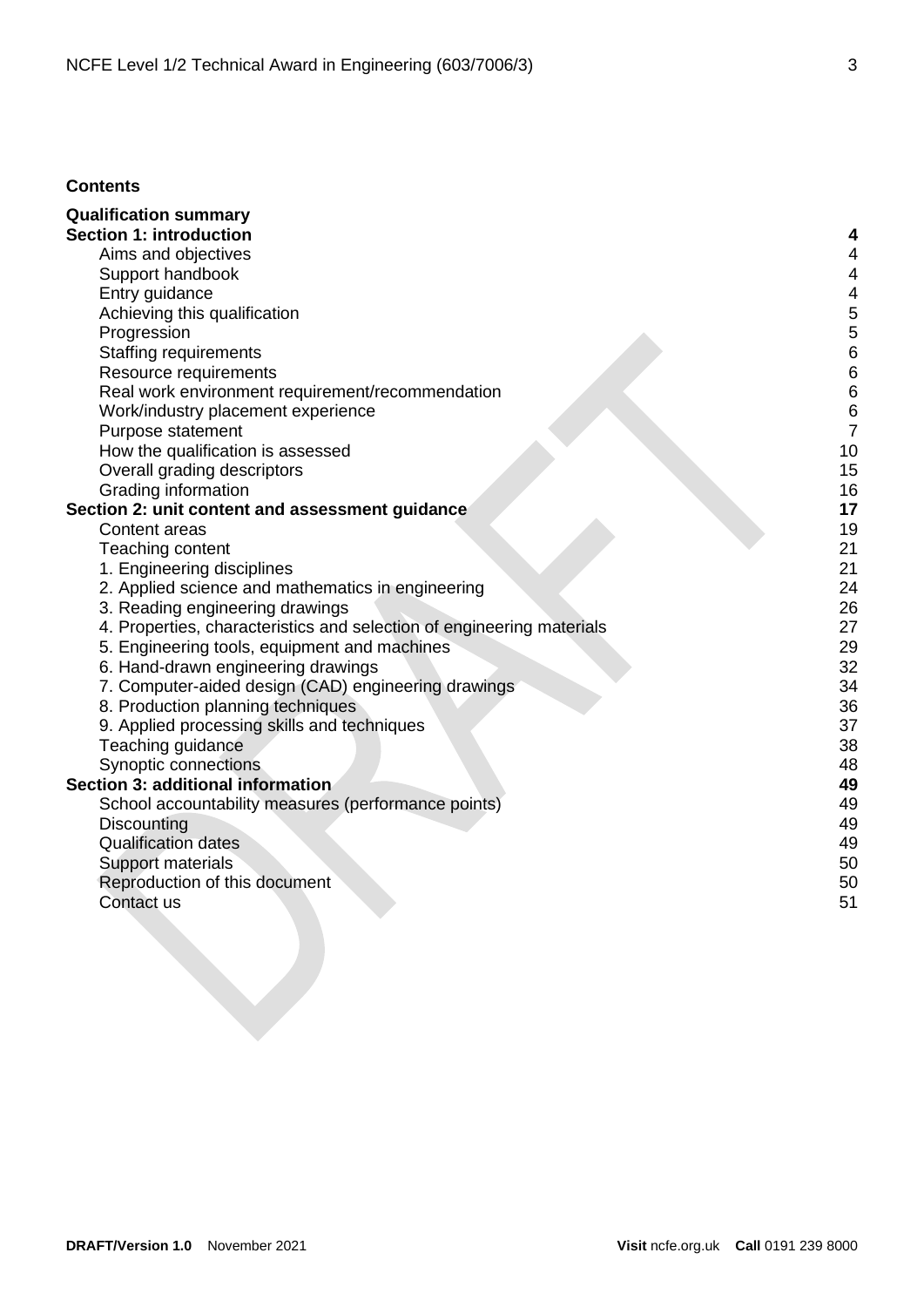**Contents**

| | |
|---|---|
| **Qualification summary** | |
| **Section 1: introduction** | **4** |
| Aims and objectives | 4 |
| Support handbook | 4 |
| Entry guidance | 4 |
| Achieving this qualification | 5 |
| Progression | 5 |
| Staffing requirements | 6 |
| Resource requirements | 6 |
| Real work environment requirement/recommendation | 6 |
| Work/industry placement experience | 6 |
| Purpose statement | 7 |
| How the qualification is assessed | 10 |
| Overall grading descriptors | 15 |
| Grading information | 16 |
| **Section 2: unit content and assessment guidance** | **17** |
| Content areas | 19 |
| Teaching content | 21 |
| 1. Engineering disciplines | 21 |
| 2. Applied science and mathematics in engineering | 24 |
| 3. Reading engineering drawings | 26 |
| 4. Properties, characteristics and selection of engineering materials | 27 |
| 5. Engineering tools, equipment and machines | 29 |
| 6. Hand-drawn engineering drawings | 32 |
| 7. Computer-aided design (CAD) engineering drawings | 34 |
| 8. Production planning techniques | 36 |
| 9. Applied processing skills and techniques | 37 |
| Teaching guidance | 38 |
| Synoptic connections | 48 |
| **Section 3: additional information** | **49** |
| School accountability measures (performance points) | 49 |
| Discounting | 49 |
| Qualification dates | 49 |
| Support materials | 50 |
| Reproduction of this document | 50 |
| Contact us | 51 |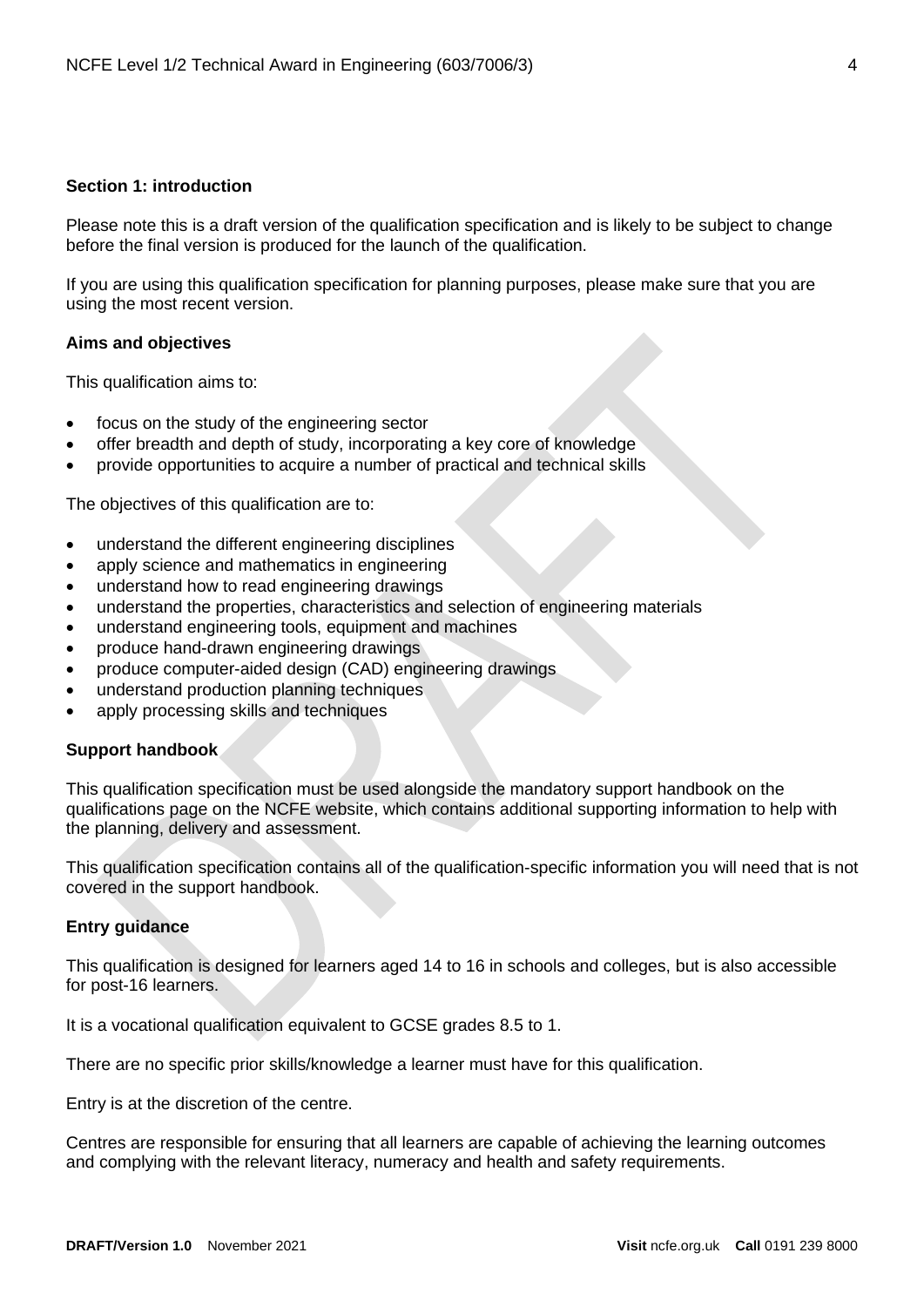## Section 1: introduction

Please note this is a draft version of the qualification specification and is likely to be subject to change before the final version is produced for the launch of the qualification.

If you are using this qualification specification for planning purposes, please make sure that you are using the most recent version.

### Aims and objectives

This qualification aims to:

- focus on the study of the engineering sector
- offer breadth and depth of study, incorporating a key core of knowledge
- provide opportunities to acquire a number of practical and technical skills

The objectives of this qualification are to:

- understand the different engineering disciplines
- apply science and mathematics in engineering
- understand how to read engineering drawings
- understand the properties, characteristics and selection of engineering materials
- understand engineering tools, equipment and machines
- produce hand-drawn engineering drawings
- produce computer-aided design (CAD) engineering drawings
- understand production planning techniques
- apply processing skills and techniques

### Support handbook

This qualification specification must be used alongside the mandatory support handbook on the qualifications page on the NCFE website, which contains additional supporting information to help with the planning, delivery and assessment.

This qualification specification contains all of the qualification-specific information you will need that is not covered in the support handbook.

### Entry guidance

This qualification is designed for learners aged 14 to 16 in schools and colleges, but is also accessible for post-16 learners.

It is a vocational qualification equivalent to GCSE grades 8.5 to 1.

There are no specific prior skills/knowledge a learner must have for this qualification.

Entry is at the discretion of the centre.

Centres are responsible for ensuring that all learners are capable of achieving the learning outcomes and complying with the relevant literacy, numeracy and health and safety requirements.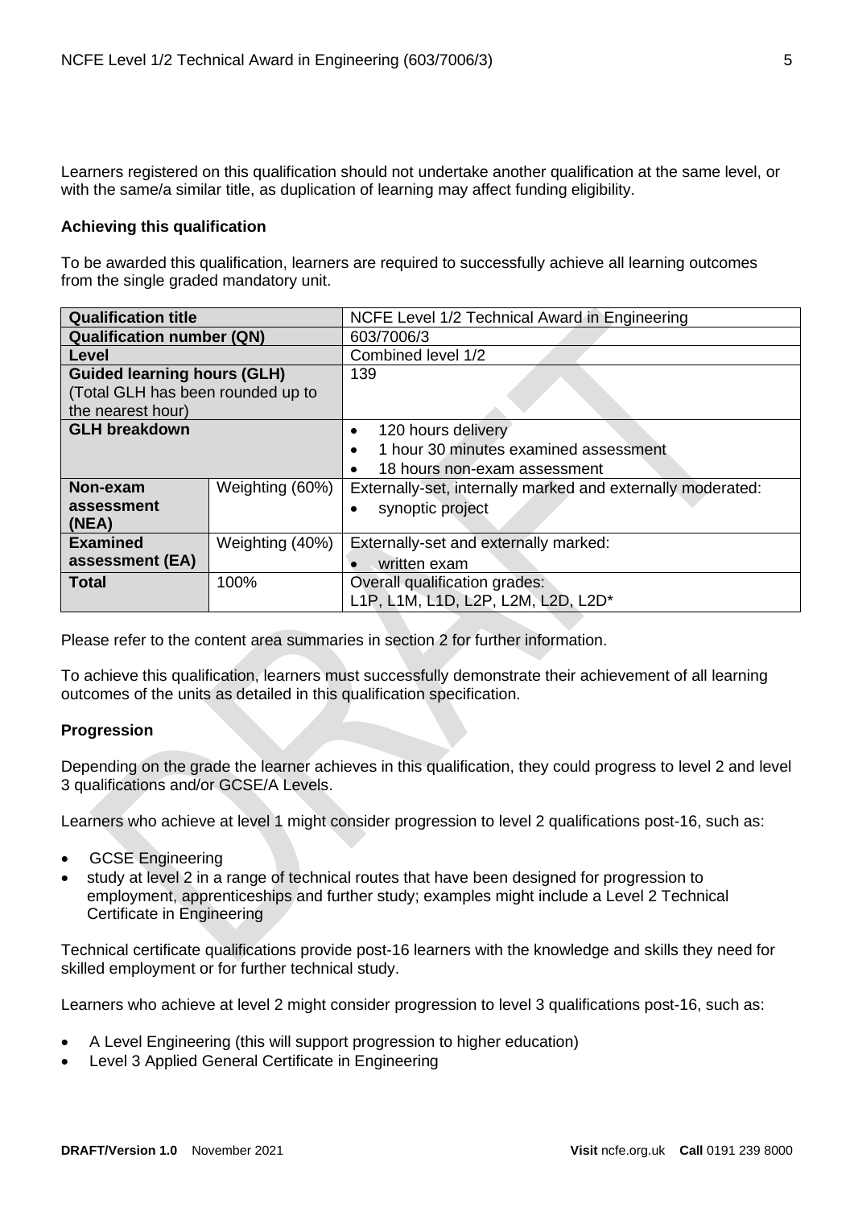Learners registered on this qualification should not undertake another qualification at the same level, or with the same/a similar title, as duplication of learning may affect funding eligibility.

**Achieving this qualification**

To be awarded this qualification, learners are required to successfully achieve all learning outcomes from the single graded mandatory unit.

| **Qualification title** | | NCFE Level 1/2 Technical Award in Engineering |
|---|---|---|
| **Qualification number (QN)** | | 603/7006/3 |
| **Level** | | Combined level 1/2 |
| **Guided learning hours (GLH)** (Total GLH has been rounded up to the nearest hour) | | 139 |
| **GLH breakdown** | | • 120 hours delivery<br>• 1 hour 30 minutes examined assessment<br>• 18 hours non-exam assessment |
| **Non-exam assessment (NEA)** | Weighting (60%) | Externally-set, internally marked and externally moderated:<br>• synoptic project |
| **Examined assessment (EA)** | Weighting (40%) | Externally-set and externally marked:<br>• written exam |
| **Total** | 100% | Overall qualification grades:<br>L1P, L1M, L1D, L2P, L2M, L2D, L2D* |

Please refer to the content area summaries in section 2 for further information.

To achieve this qualification, learners must successfully demonstrate their achievement of all learning outcomes of the units as detailed in this qualification specification.

**Progression**

Depending on the grade the learner achieves in this qualification, they could progress to level 2 and level 3 qualifications and/or GCSE/A Levels.

Learners who achieve at level 1 might consider progression to level 2 qualifications post-16, such as:

- GCSE Engineering
- study at level 2 in a range of technical routes that have been designed for progression to employment, apprenticeships and further study; examples might include a Level 2 Technical Certificate in Engineering

Technical certificate qualifications provide post-16 learners with the knowledge and skills they need for skilled employment or for further technical study.

Learners who achieve at level 2 might consider progression to level 3 qualifications post-16, such as:

- A Level Engineering (this will support progression to higher education)
- Level 3 Applied General Certificate in Engineering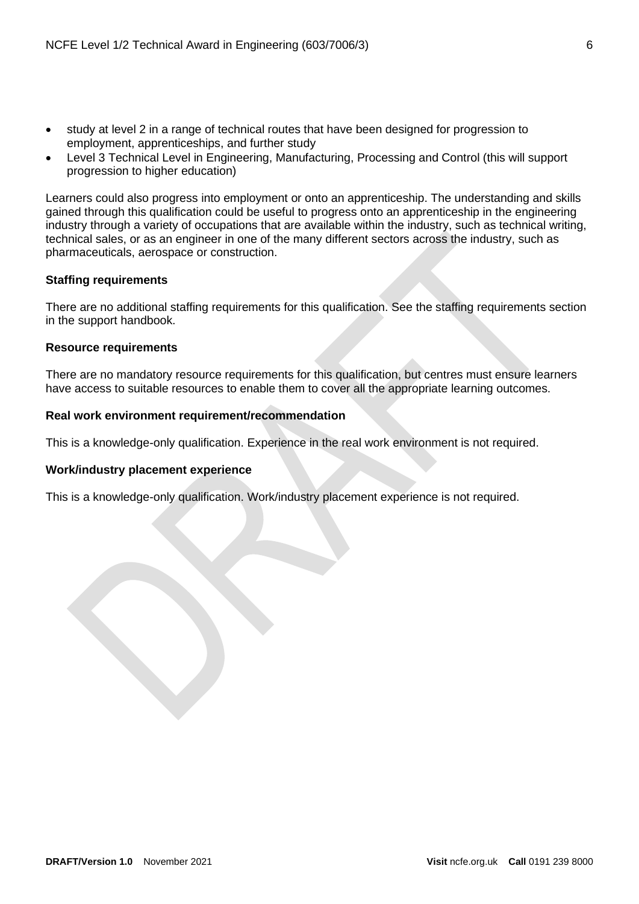- study at level 2 in a range of technical routes that have been designed for progression to employment, apprenticeships, and further study
- Level 3 Technical Level in Engineering, Manufacturing, Processing and Control (this will support progression to higher education)

Learners could also progress into employment or onto an apprenticeship. The understanding and skills gained through this qualification could be useful to progress onto an apprenticeship in the engineering industry through a variety of occupations that are available within the industry, such as technical writing, technical sales, or as an engineer in one of the many different sectors across the industry, such as pharmaceuticals, aerospace or construction.

**Staffing requirements**

There are no additional staffing requirements for this qualification. See the staffing requirements section in the support handbook.

**Resource requirements**

There are no mandatory resource requirements for this qualification, but centres must ensure learners have access to suitable resources to enable them to cover all the appropriate learning outcomes.

**Real work environment requirement/recommendation**

This is a knowledge-only qualification. Experience in the real work environment is not required.

**Work/industry placement experience**

This is a knowledge-only qualification. Work/industry placement experience is not required.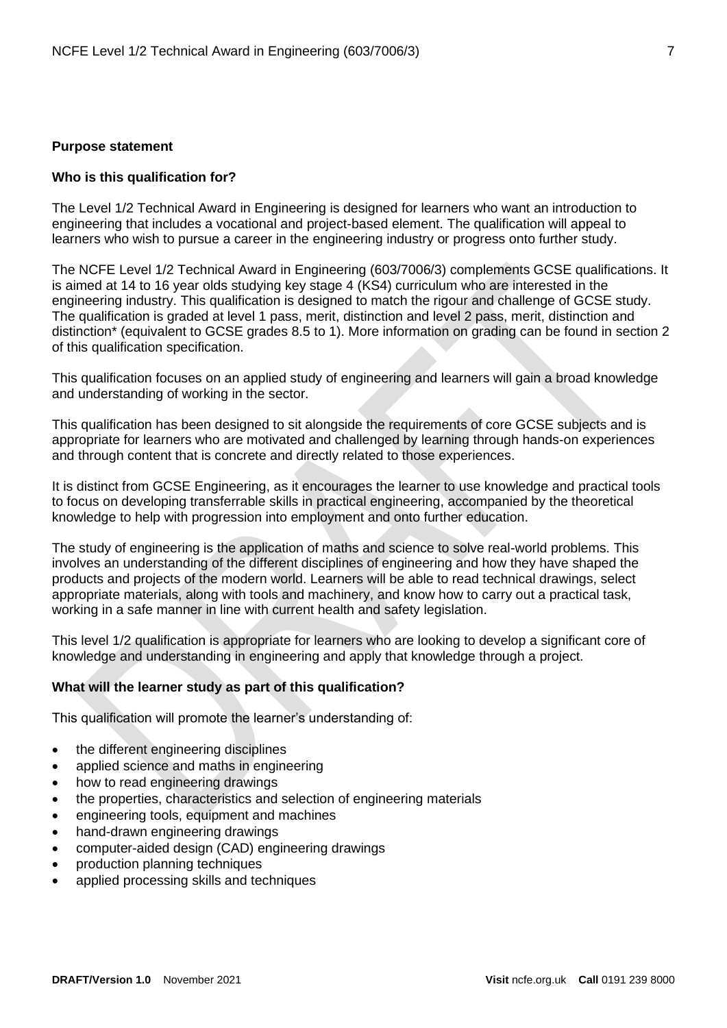## Purpose statement

### Who is this qualification for?

The Level 1/2 Technical Award in Engineering is designed for learners who want an introduction to engineering that includes a vocational and project-based element. The qualification will appeal to learners who wish to pursue a career in the engineering industry or progress onto further study.

The NCFE Level 1/2 Technical Award in Engineering (603/7006/3) complements GCSE qualifications. It is aimed at 14 to 16 year olds studying key stage 4 (KS4) curriculum who are interested in the engineering industry. This qualification is designed to match the rigour and challenge of GCSE study. The qualification is graded at level 1 pass, merit, distinction and level 2 pass, merit, distinction and distinction* (equivalent to GCSE grades 8.5 to 1). More information on grading can be found in section 2 of this qualification specification.

This qualification focuses on an applied study of engineering and learners will gain a broad knowledge and understanding of working in the sector.

This qualification has been designed to sit alongside the requirements of core GCSE subjects and is appropriate for learners who are motivated and challenged by learning through hands-on experiences and through content that is concrete and directly related to those experiences.

It is distinct from GCSE Engineering, as it encourages the learner to use knowledge and practical tools to focus on developing transferrable skills in practical engineering, accompanied by the theoretical knowledge to help with progression into employment and onto further education.

The study of engineering is the application of maths and science to solve real-world problems. This involves an understanding of the different disciplines of engineering and how they have shaped the products and projects of the modern world. Learners will be able to read technical drawings, select appropriate materials, along with tools and machinery, and know how to carry out a practical task, working in a safe manner in line with current health and safety legislation.

This level 1/2 qualification is appropriate for learners who are looking to develop a significant core of knowledge and understanding in engineering and apply that knowledge through a project.

### What will the learner study as part of this qualification?

This qualification will promote the learner's understanding of:

- the different engineering disciplines
- applied science and maths in engineering
- how to read engineering drawings
- the properties, characteristics and selection of engineering materials
- engineering tools, equipment and machines
- hand-drawn engineering drawings
- computer-aided design (CAD) engineering drawings
- production planning techniques
- applied processing skills and techniques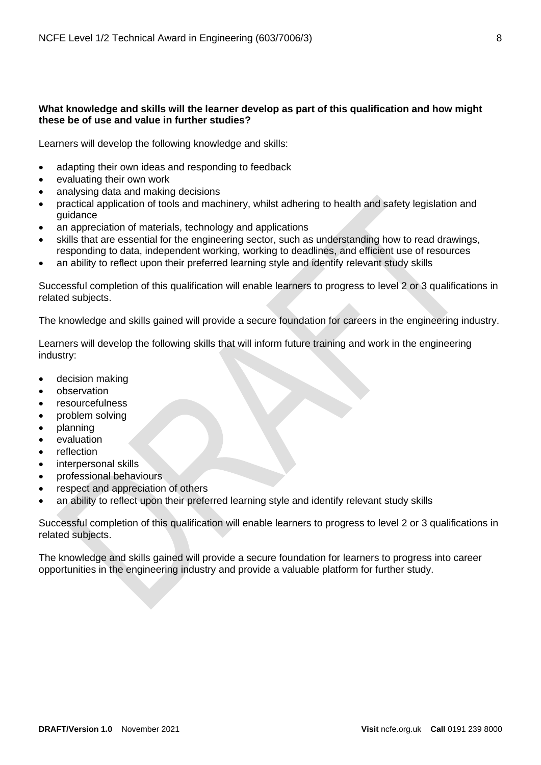**What knowledge and skills will the learner develop as part of this qualification and how might these be of use and value in further studies?**

Learners will develop the following knowledge and skills:

- adapting their own ideas and responding to feedback
- evaluating their own work
- analysing data and making decisions
- practical application of tools and machinery, whilst adhering to health and safety legislation and guidance
- an appreciation of materials, technology and applications
- skills that are essential for the engineering sector, such as understanding how to read drawings, responding to data, independent working, working to deadlines, and efficient use of resources
- an ability to reflect upon their preferred learning style and identify relevant study skills

Successful completion of this qualification will enable learners to progress to level 2 or 3 qualifications in related subjects.

The knowledge and skills gained will provide a secure foundation for careers in the engineering industry.

Learners will develop the following skills that will inform future training and work in the engineering industry:

- decision making
- observation
- resourcefulness
- problem solving
- planning
- evaluation
- reflection
- interpersonal skills
- professional behaviours
- respect and appreciation of others
- an ability to reflect upon their preferred learning style and identify relevant study skills

Successful completion of this qualification will enable learners to progress to level 2 or 3 qualifications in related subjects.

The knowledge and skills gained will provide a secure foundation for learners to progress into career opportunities in the engineering industry and provide a valuable platform for further study.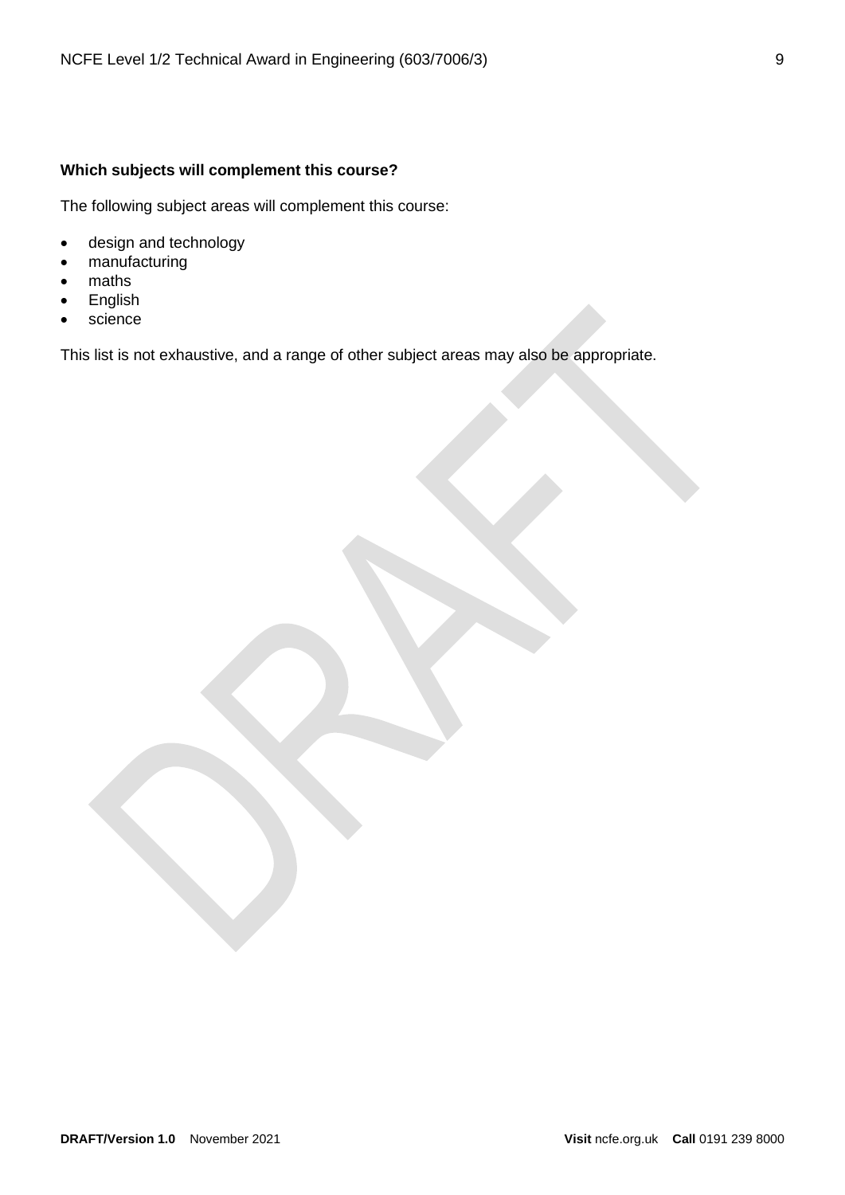**Which subjects will complement this course?**

The following subject areas will complement this course:

- design and technology
- manufacturing
- maths
- English
- science

This list is not exhaustive, and a range of other subject areas may also be appropriate.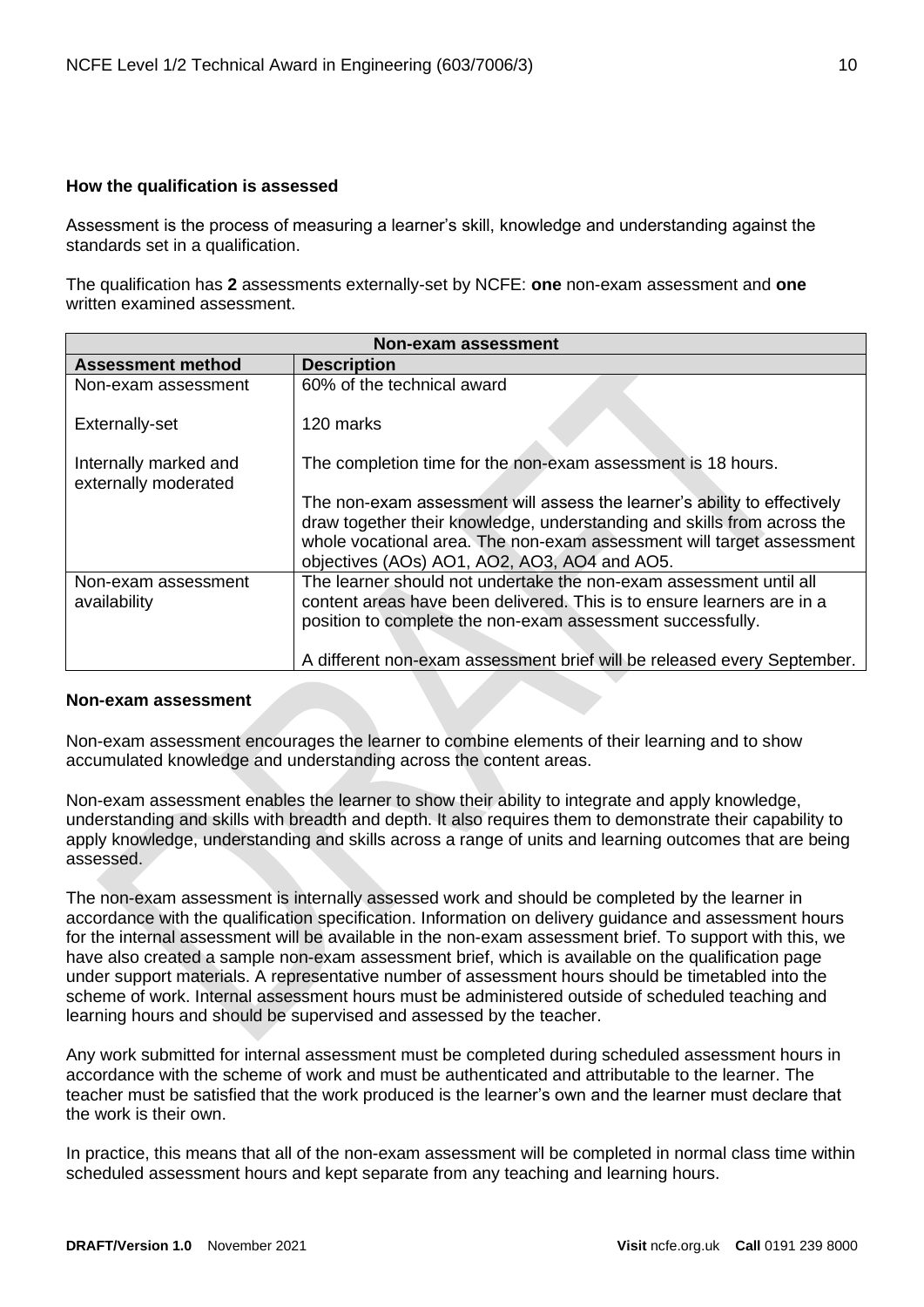**How the qualification is assessed**

Assessment is the process of measuring a learner's skill, knowledge and understanding against the standards set in a qualification.

The qualification has **2** assessments externally-set by NCFE: **one** non-exam assessment and **one** written examined assessment.

| Non-exam assessment | |
|---|---|
| **Assessment method** | **Description** |
| Non-exam assessment<br><br>Externally-set<br><br>Internally marked and externally moderated | 60% of the technical award<br><br>120 marks<br><br>The completion time for the non-exam assessment is 18 hours.<br><br>The non-exam assessment will assess the learner's ability to effectively draw together their knowledge, understanding and skills from across the whole vocational area. The non-exam assessment will target assessment objectives (AOs) AO1, AO2, AO3, AO4 and AO5. |
| Non-exam assessment availability | The learner should not undertake the non-exam assessment until all content areas have been delivered. This is to ensure learners are in a position to complete the non-exam assessment successfully.<br><br>A different non-exam assessment brief will be released every September. |

**Non-exam assessment**

Non-exam assessment encourages the learner to combine elements of their learning and to show accumulated knowledge and understanding across the content areas.

Non-exam assessment enables the learner to show their ability to integrate and apply knowledge, understanding and skills with breadth and depth. It also requires them to demonstrate their capability to apply knowledge, understanding and skills across a range of units and learning outcomes that are being assessed.

The non-exam assessment is internally assessed work and should be completed by the learner in accordance with the qualification specification. Information on delivery guidance and assessment hours for the internal assessment will be available in the non-exam assessment brief. To support with this, we have also created a sample non-exam assessment brief, which is available on the qualification page under support materials. A representative number of assessment hours should be timetabled into the scheme of work. Internal assessment hours must be administered outside of scheduled teaching and learning hours and should be supervised and assessed by the teacher.

Any work submitted for internal assessment must be completed during scheduled assessment hours in accordance with the scheme of work and must be authenticated and attributable to the learner. The teacher must be satisfied that the work produced is the learner's own and the learner must declare that the work is their own.

In practice, this means that all of the non-exam assessment will be completed in normal class time within scheduled assessment hours and kept separate from any teaching and learning hours.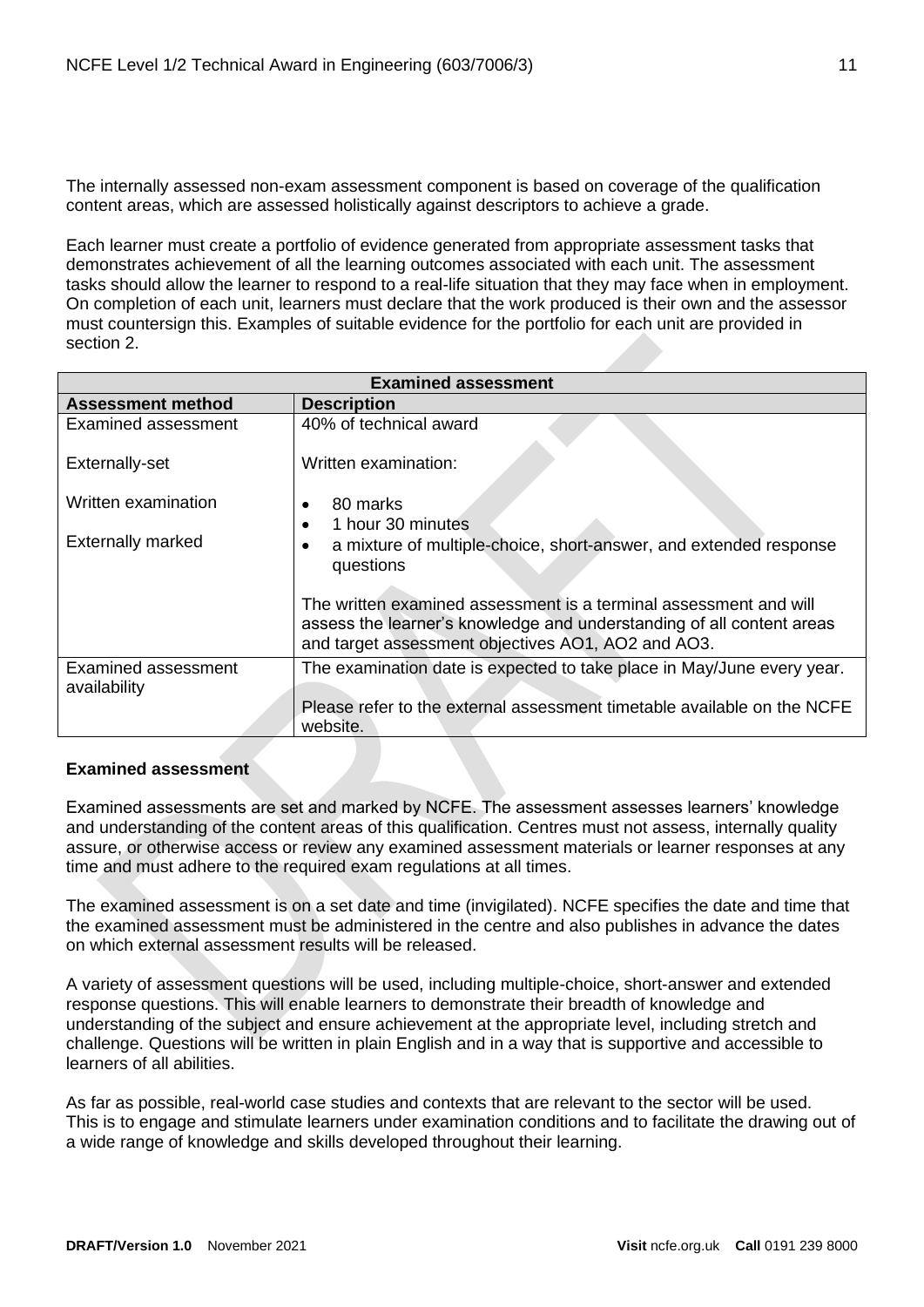The internally assessed non-exam assessment component is based on coverage of the qualification content areas, which are assessed holistically against descriptors to achieve a grade.

Each learner must create a portfolio of evidence generated from appropriate assessment tasks that demonstrates achievement of all the learning outcomes associated with each unit. The assessment tasks should allow the learner to respond to a real-life situation that they may face when in employment. On completion of each unit, learners must declare that the work produced is their own and the assessor must countersign this. Examples of suitable evidence for the portfolio for each unit are provided in section 2.

| Examined assessment | |
|---|---|
| **Assessment method** | **Description** |
| Examined assessment<br><br>Externally-set<br><br>Written examination<br><br>Externally marked | 40% of technical award<br><br>Written examination:<br><br>• 80 marks<br>• 1 hour 30 minutes<br>• a mixture of multiple-choice, short-answer, and extended response questions<br><br>The written examined assessment is a terminal assessment and will assess the learner's knowledge and understanding of all content areas and target assessment objectives AO1, AO2 and AO3. |
| Examined assessment availability | The examination date is expected to take place in May/June every year.<br><br>Please refer to the external assessment timetable available on the NCFE website. |

**Examined assessment**

Examined assessments are set and marked by NCFE. The assessment assesses learners' knowledge and understanding of the content areas of this qualification. Centres must not assess, internally quality assure, or otherwise access or review any examined assessment materials or learner responses at any time and must adhere to the required exam regulations at all times.

The examined assessment is on a set date and time (invigilated). NCFE specifies the date and time that the examined assessment must be administered in the centre and also publishes in advance the dates on which external assessment results will be released.

A variety of assessment questions will be used, including multiple-choice, short-answer and extended response questions. This will enable learners to demonstrate their breadth of knowledge and understanding of the subject and ensure achievement at the appropriate level, including stretch and challenge. Questions will be written in plain English and in a way that is supportive and accessible to learners of all abilities.

As far as possible, real-world case studies and contexts that are relevant to the sector will be used. This is to engage and stimulate learners under examination conditions and to facilitate the drawing out of a wide range of knowledge and skills developed throughout their learning.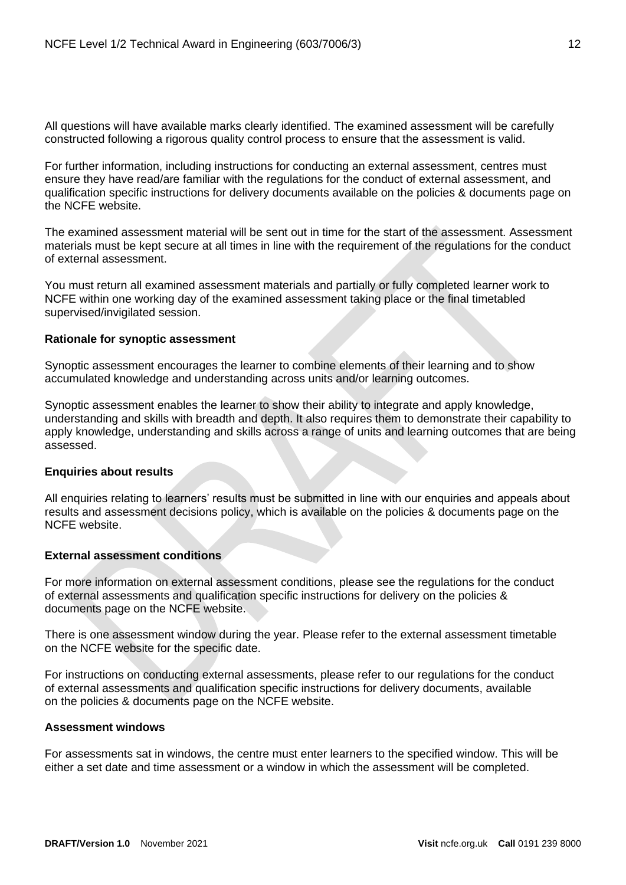All questions will have available marks clearly identified. The examined assessment will be carefully constructed following a rigorous quality control process to ensure that the assessment is valid.

For further information, including instructions for conducting an external assessment, centres must ensure they have read/are familiar with the regulations for the conduct of external assessment, and qualification specific instructions for delivery documents available on the policies & documents page on the NCFE website.

The examined assessment material will be sent out in time for the start of the assessment. Assessment materials must be kept secure at all times in line with the requirement of the regulations for the conduct of external assessment.

You must return all examined assessment materials and partially or fully completed learner work to NCFE within one working day of the examined assessment taking place or the final timetabled supervised/invigilated session.

**Rationale for synoptic assessment**

Synoptic assessment encourages the learner to combine elements of their learning and to show accumulated knowledge and understanding across units and/or learning outcomes.

Synoptic assessment enables the learner to show their ability to integrate and apply knowledge, understanding and skills with breadth and depth. It also requires them to demonstrate their capability to apply knowledge, understanding and skills across a range of units and learning outcomes that are being assessed.

**Enquiries about results**

All enquiries relating to learners' results must be submitted in line with our enquiries and appeals about results and assessment decisions policy, which is available on the policies & documents page on the NCFE website.

**External assessment conditions**

For more information on external assessment conditions, please see the regulations for the conduct of external assessments and qualification specific instructions for delivery on the policies & documents page on the NCFE website.

There is one assessment window during the year. Please refer to the external assessment timetable on the NCFE website for the specific date.

For instructions on conducting external assessments, please refer to our regulations for the conduct of external assessments and qualification specific instructions for delivery documents, available on the policies & documents page on the NCFE website.

**Assessment windows**

For assessments sat in windows, the centre must enter learners to the specified window. This will be either a set date and time assessment or a window in which the assessment will be completed.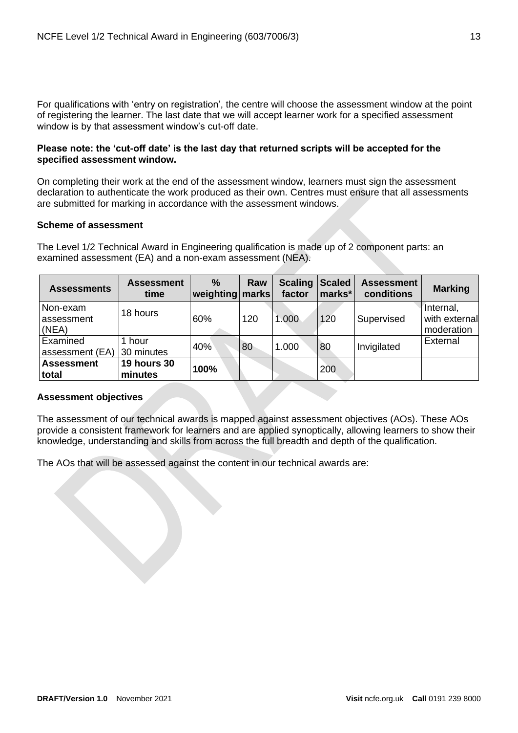For qualifications with 'entry on registration', the centre will choose the assessment window at the point of registering the learner. The last date that we will accept learner work for a specified assessment window is by that assessment window's cut-off date.

**Please note: the 'cut-off date' is the last day that returned scripts will be accepted for the specified assessment window.**

On completing their work at the end of the assessment window, learners must sign the assessment declaration to authenticate the work produced as their own. Centres must ensure that all assessments are submitted for marking in accordance with the assessment windows.

**Scheme of assessment**

The Level 1/2 Technical Award in Engineering qualification is made up of 2 component parts: an examined assessment (EA) and a non-exam assessment (NEA).

| Assessments | Assessment time | % weighting | Raw marks | Scaling factor | Scaled marks* | Assessment conditions | Marking |
|---|---|---|---|---|---|---|---|
| Non-exam assessment (NEA) | 18 hours | 60% | 120 | 1.000 | 120 | Supervised | Internal, with external moderation |
| Examined assessment (EA) | 1 hour 30 minutes | 40% | 80 | 1.000 | 80 | Invigilated | External |
| **Assessment total** | **19 hours 30 minutes** | **100%** | | | 200 | | |

**Assessment objectives**

The assessment of our technical awards is mapped against assessment objectives (AOs). These AOs provide a consistent framework for learners and are applied synoptically, allowing learners to show their knowledge, understanding and skills from across the full breadth and depth of the qualification.

The AOs that will be assessed against the content in our technical awards are: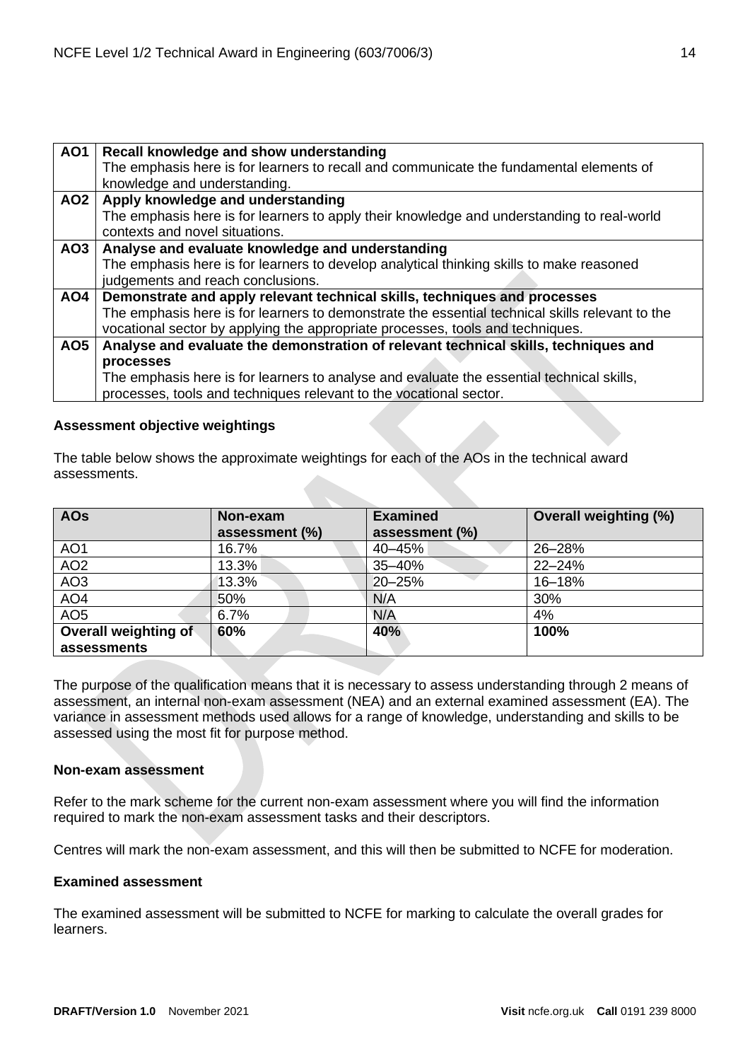| AO1 | **Recall knowledge and show understanding**<br>The emphasis here is for learners to recall and communicate the fundamental elements of knowledge and understanding. |
|---|---|
| **AO2** | **Apply knowledge and understanding**<br>The emphasis here is for learners to apply their knowledge and understanding to real-world contexts and novel situations. |
| **AO3** | **Analyse and evaluate knowledge and understanding**<br>The emphasis here is for learners to develop analytical thinking skills to make reasoned judgements and reach conclusions. |
| **AO4** | **Demonstrate and apply relevant technical skills, techniques and processes**<br>The emphasis here is for learners to demonstrate the essential technical skills relevant to the vocational sector by applying the appropriate processes, tools and techniques. |
| **AO5** | **Analyse and evaluate the demonstration of relevant technical skills, techniques and processes**<br>The emphasis here is for learners to analyse and evaluate the essential technical skills, processes, tools and techniques relevant to the vocational sector. |

**Assessment objective weightings**

The table below shows the approximate weightings for each of the AOs in the technical award assessments.

| AOs | Non-exam assessment (%) | Examined assessment (%) | Overall weighting (%) |
|---|---|---|---|
| AO1 | 16.7% | 40–45% | 26–28% |
| AO2 | 13.3% | 35–40% | 22–24% |
| AO3 | 13.3% | 20–25% | 16–18% |
| AO4 | 50% | N/A | 30% |
| AO5 | 6.7% | N/A | 4% |
| **Overall weighting of assessments** | **60%** | **40%** | **100%** |

The purpose of the qualification means that it is necessary to assess understanding through 2 means of assessment, an internal non-exam assessment (NEA) and an external examined assessment (EA). The variance in assessment methods used allows for a range of knowledge, understanding and skills to be assessed using the most fit for purpose method.

**Non-exam assessment**

Refer to the mark scheme for the current non-exam assessment where you will find the information required to mark the non-exam assessment tasks and their descriptors.

Centres will mark the non-exam assessment, and this will then be submitted to NCFE for moderation.

**Examined assessment**

The examined assessment will be submitted to NCFE for marking to calculate the overall grades for learners.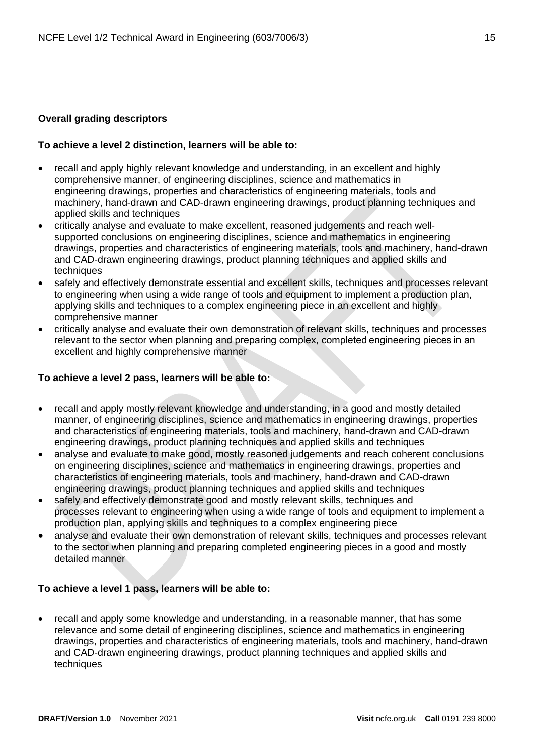**Overall grading descriptors**

**To achieve a level 2 distinction, learners will be able to:**

- recall and apply highly relevant knowledge and understanding, in an excellent and highly comprehensive manner, of engineering disciplines, science and mathematics in engineering drawings, properties and characteristics of engineering materials, tools and machinery, hand-drawn and CAD-drawn engineering drawings, product planning techniques and applied skills and techniques
- critically analyse and evaluate to make excellent, reasoned judgements and reach well-supported conclusions on engineering disciplines, science and mathematics in engineering drawings, properties and characteristics of engineering materials, tools and machinery, hand-drawn and CAD-drawn engineering drawings, product planning techniques and applied skills and techniques
- safely and effectively demonstrate essential and excellent skills, techniques and processes relevant to engineering when using a wide range of tools and equipment to implement a production plan, applying skills and techniques to a complex engineering piece in an excellent and highly comprehensive manner
- critically analyse and evaluate their own demonstration of relevant skills, techniques and processes relevant to the sector when planning and preparing complex, completed engineering pieces in an excellent and highly comprehensive manner

**To achieve a level 2 pass, learners will be able to:**

- recall and apply mostly relevant knowledge and understanding, in a good and mostly detailed manner, of engineering disciplines, science and mathematics in engineering drawings, properties and characteristics of engineering materials, tools and machinery, hand-drawn and CAD-drawn engineering drawings, product planning techniques and applied skills and techniques
- analyse and evaluate to make good, mostly reasoned judgements and reach coherent conclusions on engineering disciplines, science and mathematics in engineering drawings, properties and characteristics of engineering materials, tools and machinery, hand-drawn and CAD-drawn engineering drawings, product planning techniques and applied skills and techniques
- safely and effectively demonstrate good and mostly relevant skills, techniques and processes relevant to engineering when using a wide range of tools and equipment to implement a production plan, applying skills and techniques to a complex engineering piece
- analyse and evaluate their own demonstration of relevant skills, techniques and processes relevant to the sector when planning and preparing completed engineering pieces in a good and mostly detailed manner

**To achieve a level 1 pass, learners will be able to:**

- recall and apply some knowledge and understanding, in a reasonable manner, that has some relevance and some detail of engineering disciplines, science and mathematics in engineering drawings, properties and characteristics of engineering materials, tools and machinery, hand-drawn and CAD-drawn engineering drawings, product planning techniques and applied skills and techniques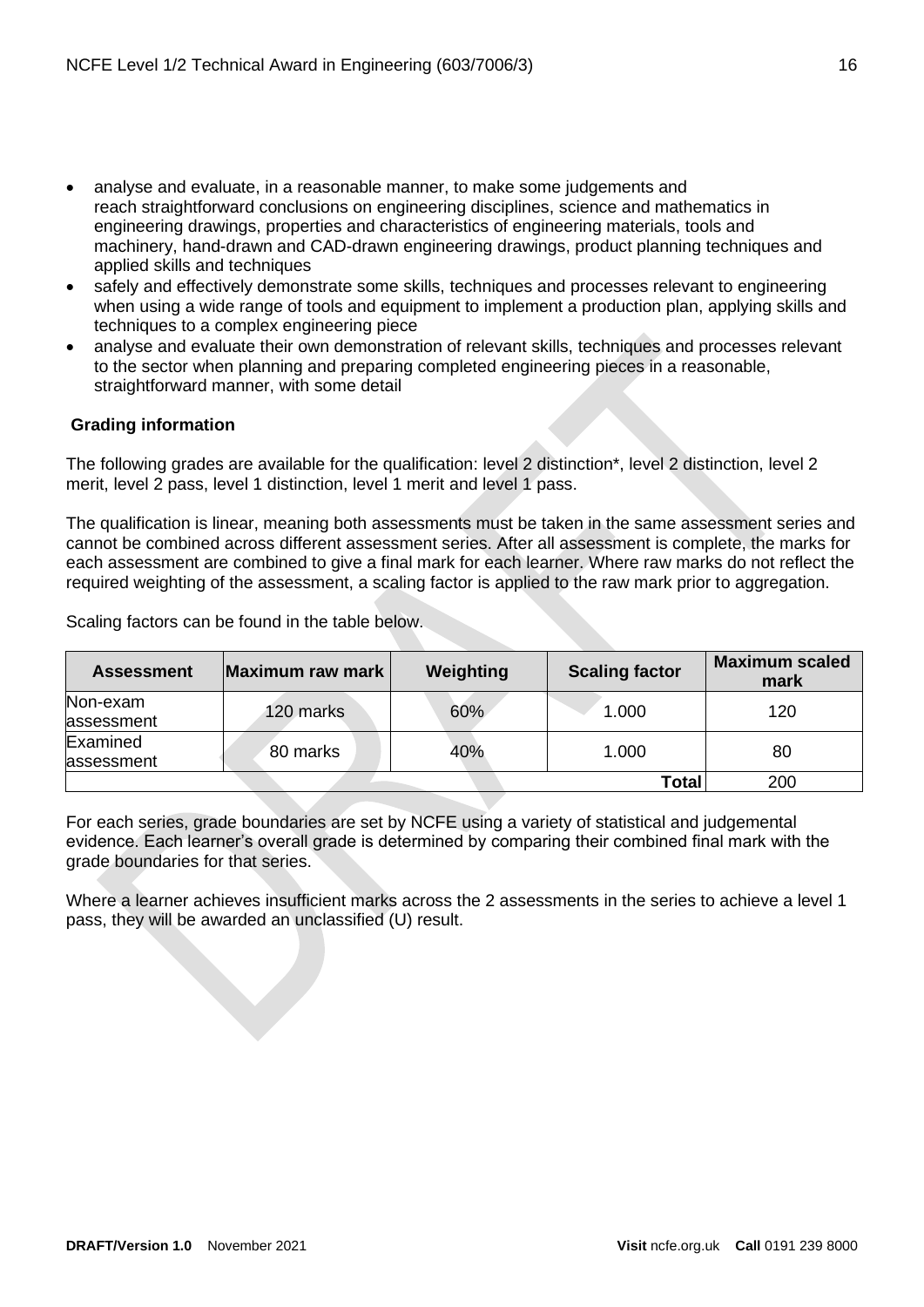- analyse and evaluate, in a reasonable manner, to make some judgements and reach straightforward conclusions on engineering disciplines, science and mathematics in engineering drawings, properties and characteristics of engineering materials, tools and machinery, hand-drawn and CAD-drawn engineering drawings, product planning techniques and applied skills and techniques
- safely and effectively demonstrate some skills, techniques and processes relevant to engineering when using a wide range of tools and equipment to implement a production plan, applying skills and techniques to a complex engineering piece
- analyse and evaluate their own demonstration of relevant skills, techniques and processes relevant to the sector when planning and preparing completed engineering pieces in a reasonable, straightforward manner, with some detail

**Grading information**

The following grades are available for the qualification: level 2 distinction*, level 2 distinction, level 2 merit, level 2 pass, level 1 distinction, level 1 merit and level 1 pass.

The qualification is linear, meaning both assessments must be taken in the same assessment series and cannot be combined across different assessment series. After all assessment is complete, the marks for each assessment are combined to give a final mark for each learner. Where raw marks do not reflect the required weighting of the assessment, a scaling factor is applied to the raw mark prior to aggregation.

Scaling factors can be found in the table below.

| Assessment | Maximum raw mark | Weighting | Scaling factor | Maximum scaled mark |
|---|---|---|---|---|
| Non-exam assessment | 120 marks | 60% | 1.000 | 120 |
| Examined assessment | 80 marks | 40% | 1.000 | 80 |
| | | | **Total** | 200 |

For each series, grade boundaries are set by NCFE using a variety of statistical and judgemental evidence. Each learner's overall grade is determined by comparing their combined final mark with the grade boundaries for that series.

Where a learner achieves insufficient marks across the 2 assessments in the series to achieve a level 1 pass, they will be awarded an unclassified (U) result.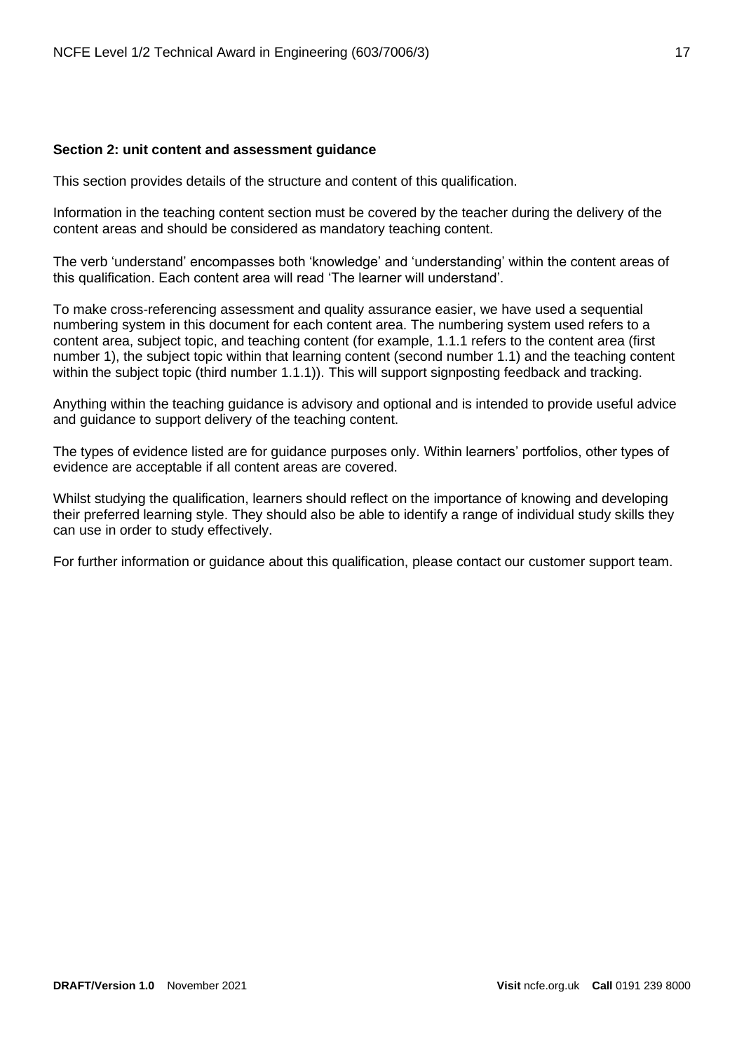## Section 2: unit content and assessment guidance

This section provides details of the structure and content of this qualification.

Information in the teaching content section must be covered by the teacher during the delivery of the content areas and should be considered as mandatory teaching content.

The verb 'understand' encompasses both 'knowledge' and 'understanding' within the content areas of this qualification. Each content area will read 'The learner will understand'.

To make cross-referencing assessment and quality assurance easier, we have used a sequential numbering system in this document for each content area. The numbering system used refers to a content area, subject topic, and teaching content (for example, 1.1.1 refers to the content area (first number 1), the subject topic within that learning content (second number 1.1) and the teaching content within the subject topic (third number 1.1.1)). This will support signposting feedback and tracking.

Anything within the teaching guidance is advisory and optional and is intended to provide useful advice and guidance to support delivery of the teaching content.

The types of evidence listed are for guidance purposes only. Within learners' portfolios, other types of evidence are acceptable if all content areas are covered.

Whilst studying the qualification, learners should reflect on the importance of knowing and developing their preferred learning style. They should also be able to identify a range of individual study skills they can use in order to study effectively.

For further information or guidance about this qualification, please contact our customer support team.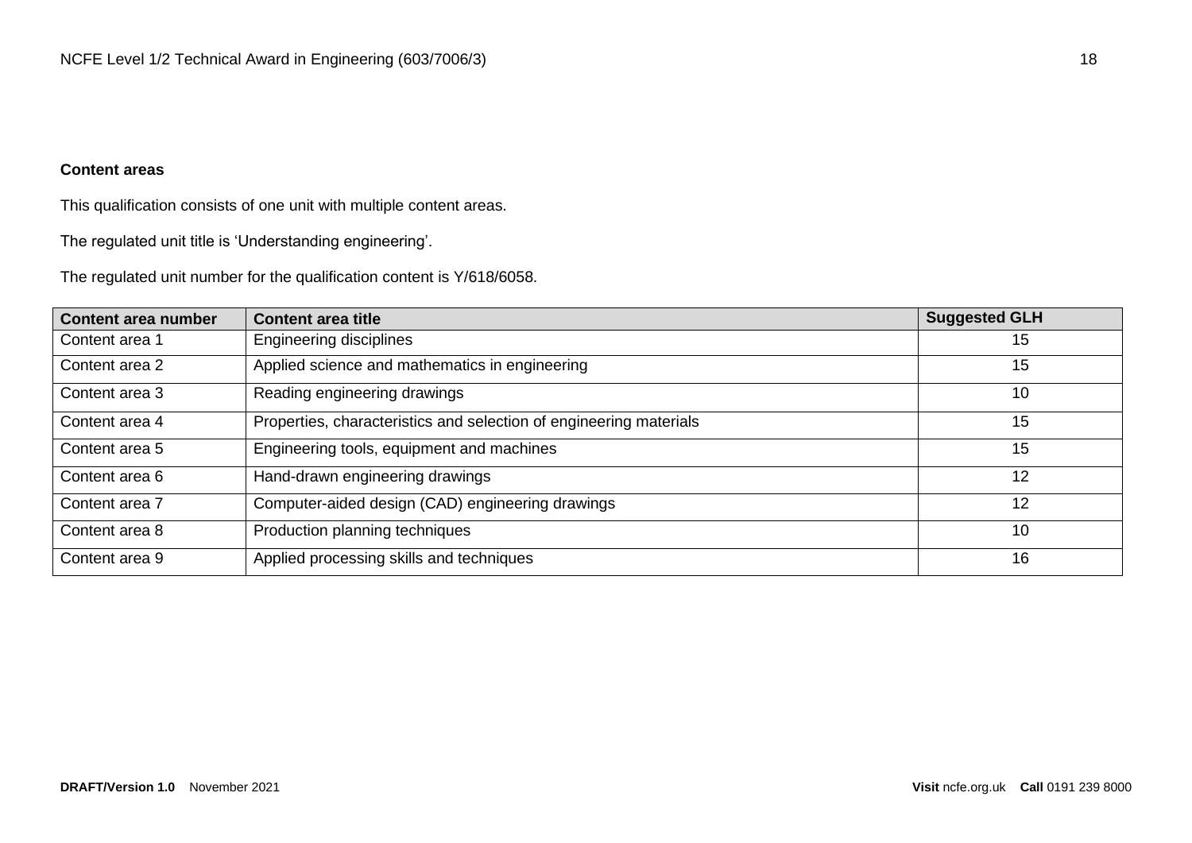**Content areas**

This qualification consists of one unit with multiple content areas.

The regulated unit title is 'Understanding engineering'.

The regulated unit number for the qualification content is Y/618/6058.

| Content area number | Content area title | Suggested GLH |
| --- | --- | --- |
| Content area 1 | Engineering disciplines | 15 |
| Content area 2 | Applied science and mathematics in engineering | 15 |
| Content area 3 | Reading engineering drawings | 10 |
| Content area 4 | Properties, characteristics and selection of engineering materials | 15 |
| Content area 5 | Engineering tools, equipment and machines | 15 |
| Content area 6 | Hand-drawn engineering drawings | 12 |
| Content area 7 | Computer-aided design (CAD) engineering drawings | 12 |
| Content area 8 | Production planning techniques | 10 |
| Content area 9 | Applied processing skills and techniques | 16 |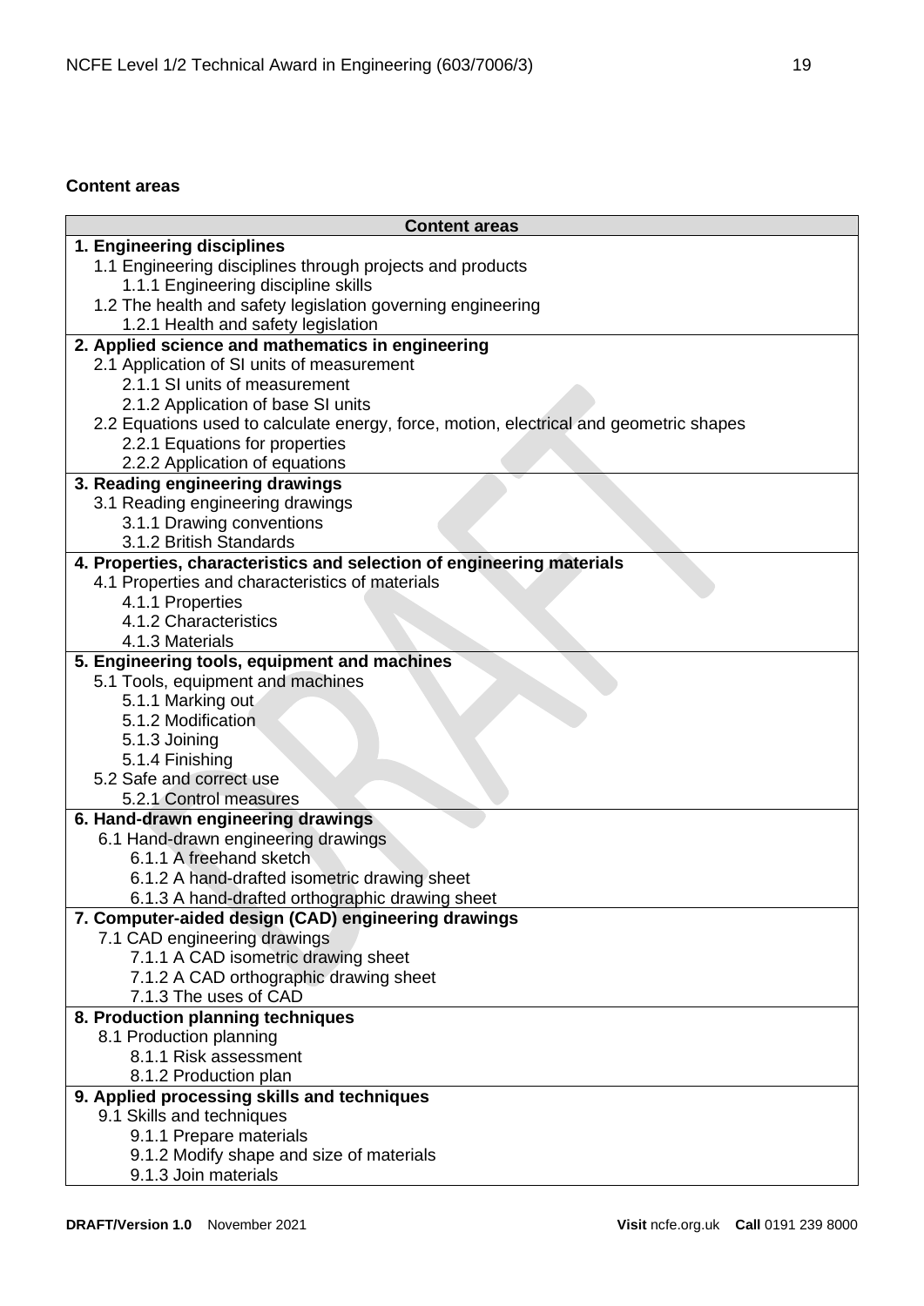**Content areas**

| Content areas |
| --- |
| **1. Engineering disciplines** |
| 1.1 Engineering disciplines through projects and products |
| 1.1.1 Engineering discipline skills |
| 1.2 The health and safety legislation governing engineering |
| 1.2.1 Health and safety legislation |
| **2. Applied science and mathematics in engineering** |
| 2.1 Application of SI units of measurement |
| 2.1.1 SI units of measurement |
| 2.1.2 Application of base SI units |
| 2.2 Equations used to calculate energy, force, motion, electrical and geometric shapes |
| 2.2.1 Equations for properties |
| 2.2.2 Application of equations |
| **3. Reading engineering drawings** |
| 3.1 Reading engineering drawings |
| 3.1.1 Drawing conventions |
| 3.1.2 British Standards |
| **4. Properties, characteristics and selection of engineering materials** |
| 4.1 Properties and characteristics of materials |
| 4.1.1 Properties |
| 4.1.2 Characteristics |
| 4.1.3 Materials |
| **5. Engineering tools, equipment and machines** |
| 5.1 Tools, equipment and machines |
| 5.1.1 Marking out |
| 5.1.2 Modification |
| 5.1.3 Joining |
| 5.1.4 Finishing |
| 5.2 Safe and correct use |
| 5.2.1 Control measures |
| **6. Hand-drawn engineering drawings** |
| 6.1 Hand-drawn engineering drawings |
| 6.1.1 A freehand sketch |
| 6.1.2 A hand-drafted isometric drawing sheet |
| 6.1.3 A hand-drafted orthographic drawing sheet |
| **7. Computer-aided design (CAD) engineering drawings** |
| 7.1 CAD engineering drawings |
| 7.1.1 A CAD isometric drawing sheet |
| 7.1.2 A CAD orthographic drawing sheet |
| 7.1.3 The uses of CAD |
| **8. Production planning techniques** |
| 8.1 Production planning |
| 8.1.1 Risk assessment |
| 8.1.2 Production plan |
| **9. Applied processing skills and techniques** |
| 9.1 Skills and techniques |
| 9.1.1 Prepare materials |
| 9.1.2 Modify shape and size of materials |
| 9.1.3 Join materials |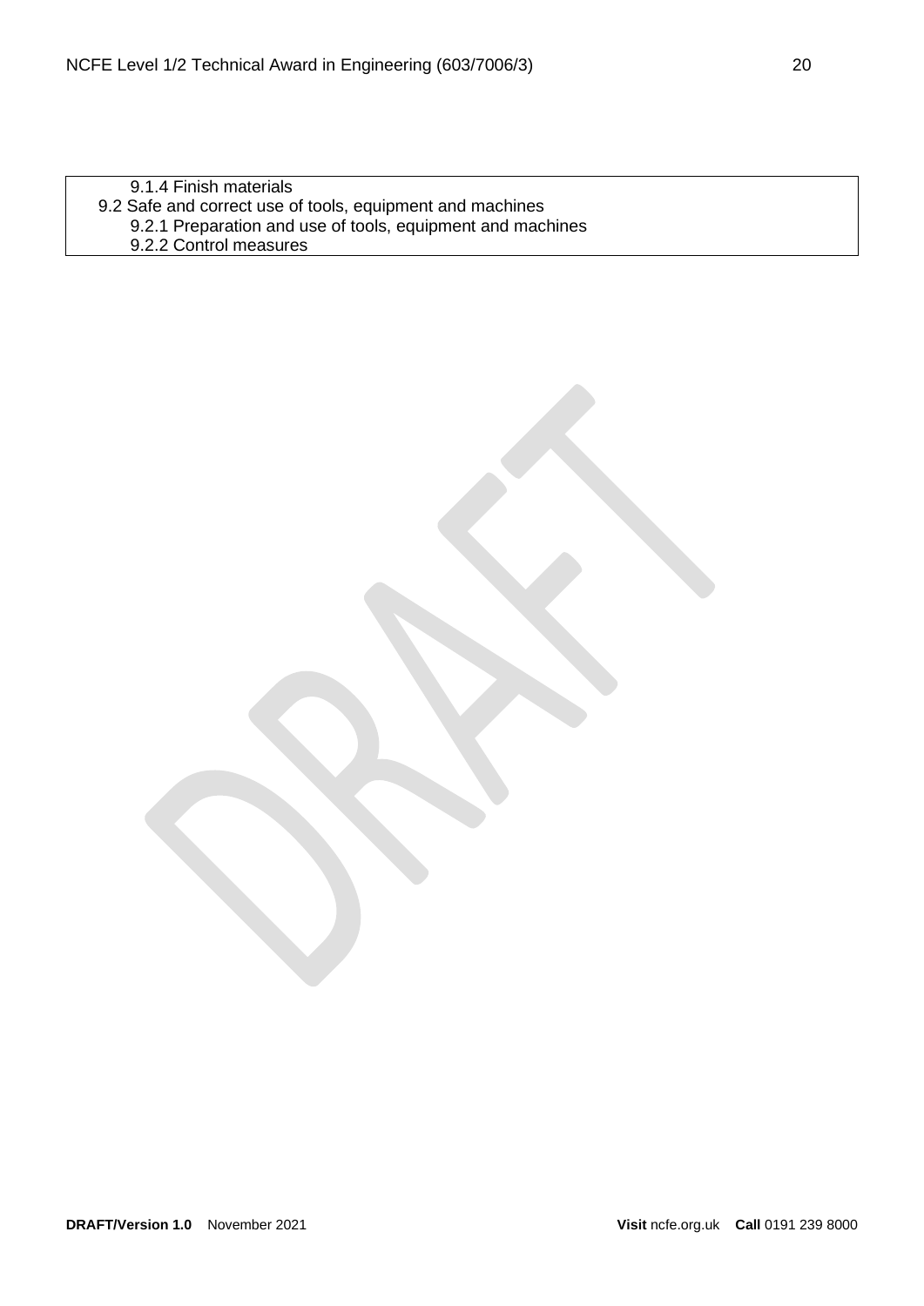9.1.4 Finish materials
9.2 Safe and correct use of tools, equipment and machines
9.2.1 Preparation and use of tools, equipment and machines
9.2.2 Control measures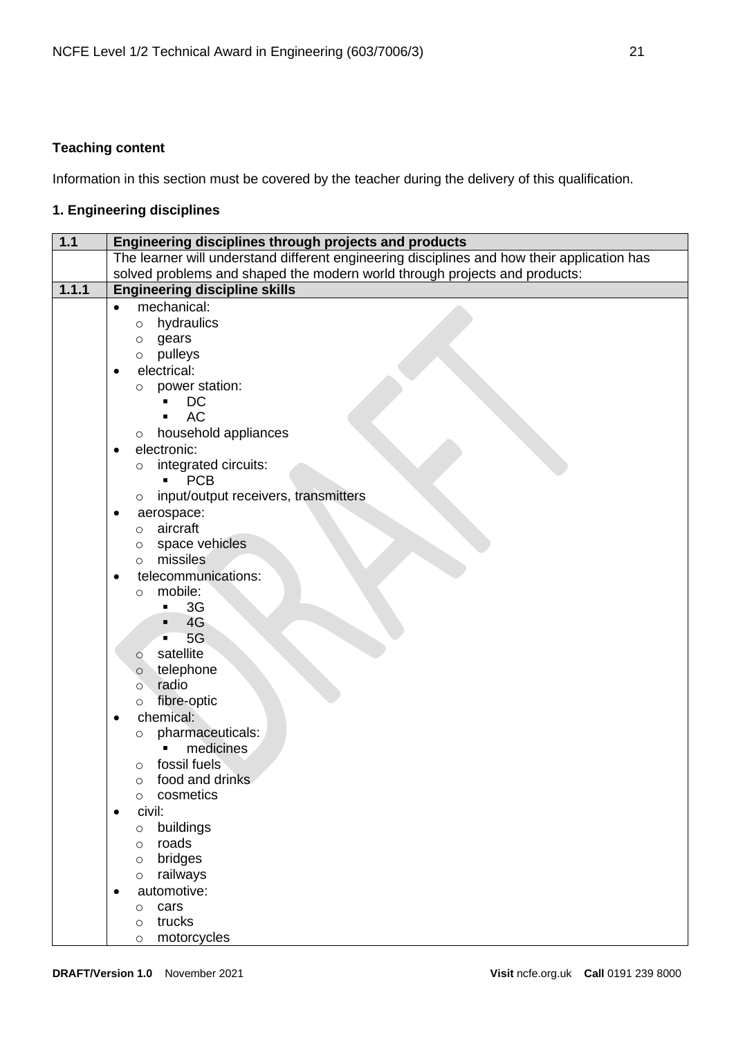**Teaching content**

Information in this section must be covered by the teacher during the delivery of this qualification.

**1. Engineering disciplines**

| 1.1 | Engineering disciplines through projects and products |
|---|---|
| | The learner will understand different engineering disciplines and how their application has solved problems and shaped the modern world through projects and products: |
| **1.1.1** | **Engineering discipline skills** |
| | • mechanical:<br>&nbsp;&nbsp;&nbsp;&nbsp;○ hydraulics<br>&nbsp;&nbsp;&nbsp;&nbsp;○ gears<br>&nbsp;&nbsp;&nbsp;&nbsp;○ pulleys<br>• electrical:<br>&nbsp;&nbsp;&nbsp;&nbsp;○ power station:<br>&nbsp;&nbsp;&nbsp;&nbsp;&nbsp;&nbsp;&nbsp;&nbsp;▪ DC<br>&nbsp;&nbsp;&nbsp;&nbsp;&nbsp;&nbsp;&nbsp;&nbsp;▪ AC<br>&nbsp;&nbsp;&nbsp;&nbsp;○ household appliances<br>• electronic:<br>&nbsp;&nbsp;&nbsp;&nbsp;○ integrated circuits:<br>&nbsp;&nbsp;&nbsp;&nbsp;&nbsp;&nbsp;&nbsp;&nbsp;▪ PCB<br>&nbsp;&nbsp;&nbsp;&nbsp;○ input/output receivers, transmitters<br>• aerospace:<br>&nbsp;&nbsp;&nbsp;&nbsp;○ aircraft<br>&nbsp;&nbsp;&nbsp;&nbsp;○ space vehicles<br>&nbsp;&nbsp;&nbsp;&nbsp;○ missiles<br>• telecommunications:<br>&nbsp;&nbsp;&nbsp;&nbsp;○ mobile:<br>&nbsp;&nbsp;&nbsp;&nbsp;&nbsp;&nbsp;&nbsp;&nbsp;▪ 3G<br>&nbsp;&nbsp;&nbsp;&nbsp;&nbsp;&nbsp;&nbsp;&nbsp;▪ 4G<br>&nbsp;&nbsp;&nbsp;&nbsp;&nbsp;&nbsp;&nbsp;&nbsp;▪ 5G<br>&nbsp;&nbsp;&nbsp;&nbsp;○ satellite<br>&nbsp;&nbsp;&nbsp;&nbsp;○ telephone<br>&nbsp;&nbsp;&nbsp;&nbsp;○ radio<br>&nbsp;&nbsp;&nbsp;&nbsp;○ fibre-optic<br>• chemical:<br>&nbsp;&nbsp;&nbsp;&nbsp;○ pharmaceuticals:<br>&nbsp;&nbsp;&nbsp;&nbsp;&nbsp;&nbsp;&nbsp;&nbsp;▪ medicines<br>&nbsp;&nbsp;&nbsp;&nbsp;○ fossil fuels<br>&nbsp;&nbsp;&nbsp;&nbsp;○ food and drinks<br>&nbsp;&nbsp;&nbsp;&nbsp;○ cosmetics<br>• civil:<br>&nbsp;&nbsp;&nbsp;&nbsp;○ buildings<br>&nbsp;&nbsp;&nbsp;&nbsp;○ roads<br>&nbsp;&nbsp;&nbsp;&nbsp;○ bridges<br>&nbsp;&nbsp;&nbsp;&nbsp;○ railways<br>• automotive:<br>&nbsp;&nbsp;&nbsp;&nbsp;○ cars<br>&nbsp;&nbsp;&nbsp;&nbsp;○ trucks<br>&nbsp;&nbsp;&nbsp;&nbsp;○ motorcycles |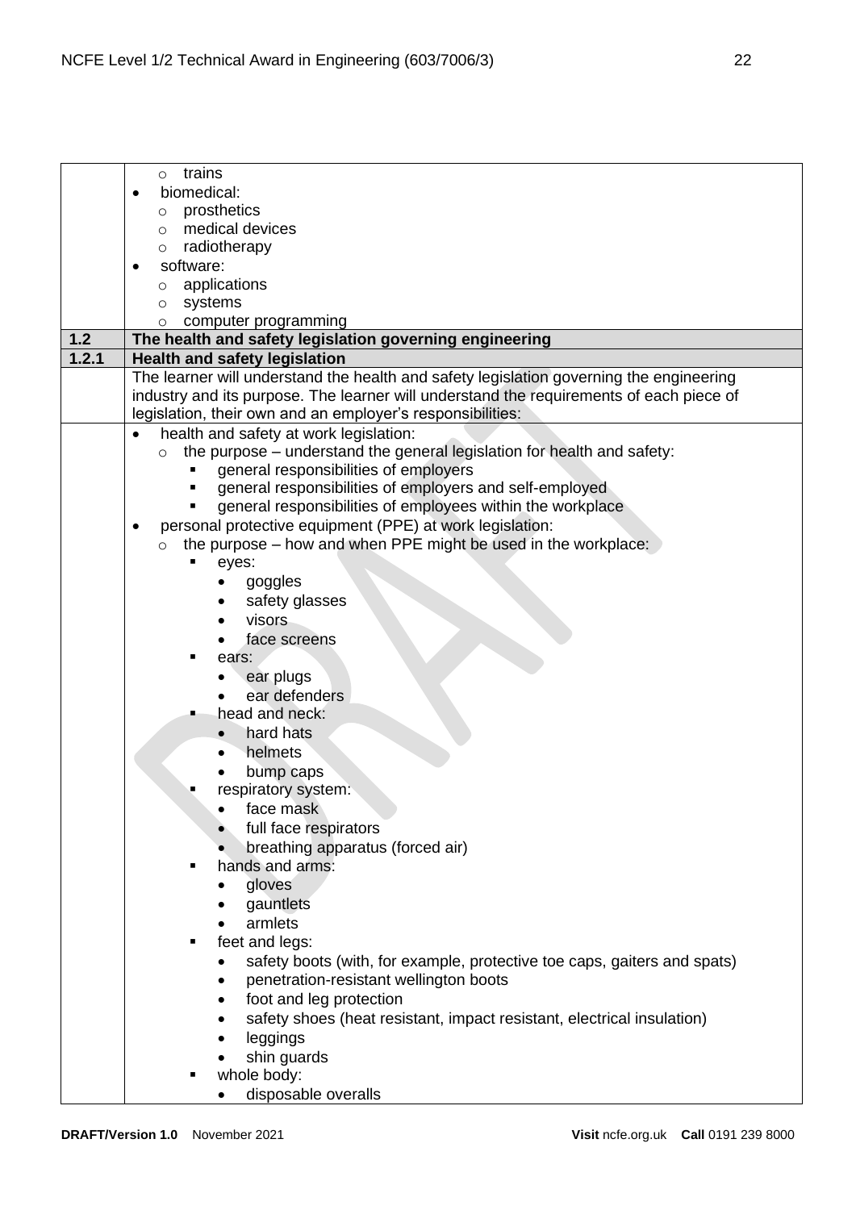| | |
|---|---|
| | ○ trains<br>• biomedical:<br>○ prosthetics<br>○ medical devices<br>○ radiotherapy<br>• software:<br>○ applications<br>○ systems<br>○ computer programming |
| **1.2** | **The health and safety legislation governing engineering** |
| **1.2.1** | **Health and safety legislation** |
| | The learner will understand the health and safety legislation governing the engineering industry and its purpose. The learner will understand the requirements of each piece of legislation, their own and an employer's responsibilities: |
| | • health and safety at work legislation:<br>○ the purpose – understand the general legislation for health and safety:<br>▪ general responsibilities of employers<br>▪ general responsibilities of employers and self-employed<br>▪ general responsibilities of employees within the workplace<br>• personal protective equipment (PPE) at work legislation:<br>○ the purpose – how and when PPE might be used in the workplace:<br>▪ eyes:<br>• goggles<br>• safety glasses<br>• visors<br>• face screens<br>▪ ears:<br>• ear plugs<br>• ear defenders<br>▪ head and neck:<br>• hard hats<br>• helmets<br>• bump caps<br>▪ respiratory system:<br>• face mask<br>• full face respirators<br>• breathing apparatus (forced air)<br>▪ hands and arms:<br>• gloves<br>• gauntlets<br>• armlets<br>▪ feet and legs:<br>• safety boots (with, for example, protective toe caps, gaiters and spats)<br>• penetration-resistant wellington boots<br>• foot and leg protection<br>• safety shoes (heat resistant, impact resistant, electrical insulation)<br>• leggings<br>• shin guards<br>▪ whole body:<br>• disposable overalls |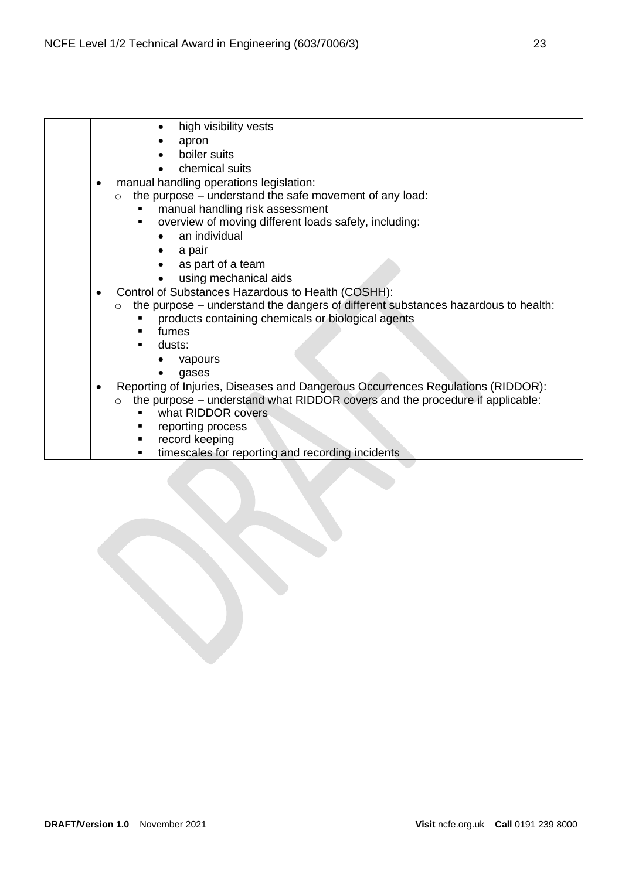| | |
|---|---|
| | <ul><li>high visibility vests</li><li>apron</li><li>boiler suits</li><li>chemical suits</li></ul><ul><li>manual handling operations legislation:<ul><li>the purpose – understand the safe movement of any load:<ul><li>manual handling risk assessment</li><li>overview of moving different loads safely, including:<ul><li>an individual</li><li>a pair</li><li>as part of a team</li><li>using mechanical aids</li></ul></li></ul></li></ul></li><li>Control of Substances Hazardous to Health (COSHH):<ul><li>the purpose – understand the dangers of different substances hazardous to health:<ul><li>products containing chemicals or biological agents</li><li>fumes</li><li>dusts:<ul><li>vapours</li><li>gases</li></ul></li></ul></li></ul></li><li>Reporting of Injuries, Diseases and Dangerous Occurrences Regulations (RIDDOR):<ul><li>the purpose – understand what RIDDOR covers and the procedure if applicable:<ul><li>what RIDDOR covers</li><li>reporting process</li><li>record keeping</li><li>timescales for reporting and recording incidents</li></ul></li></ul></li></ul> |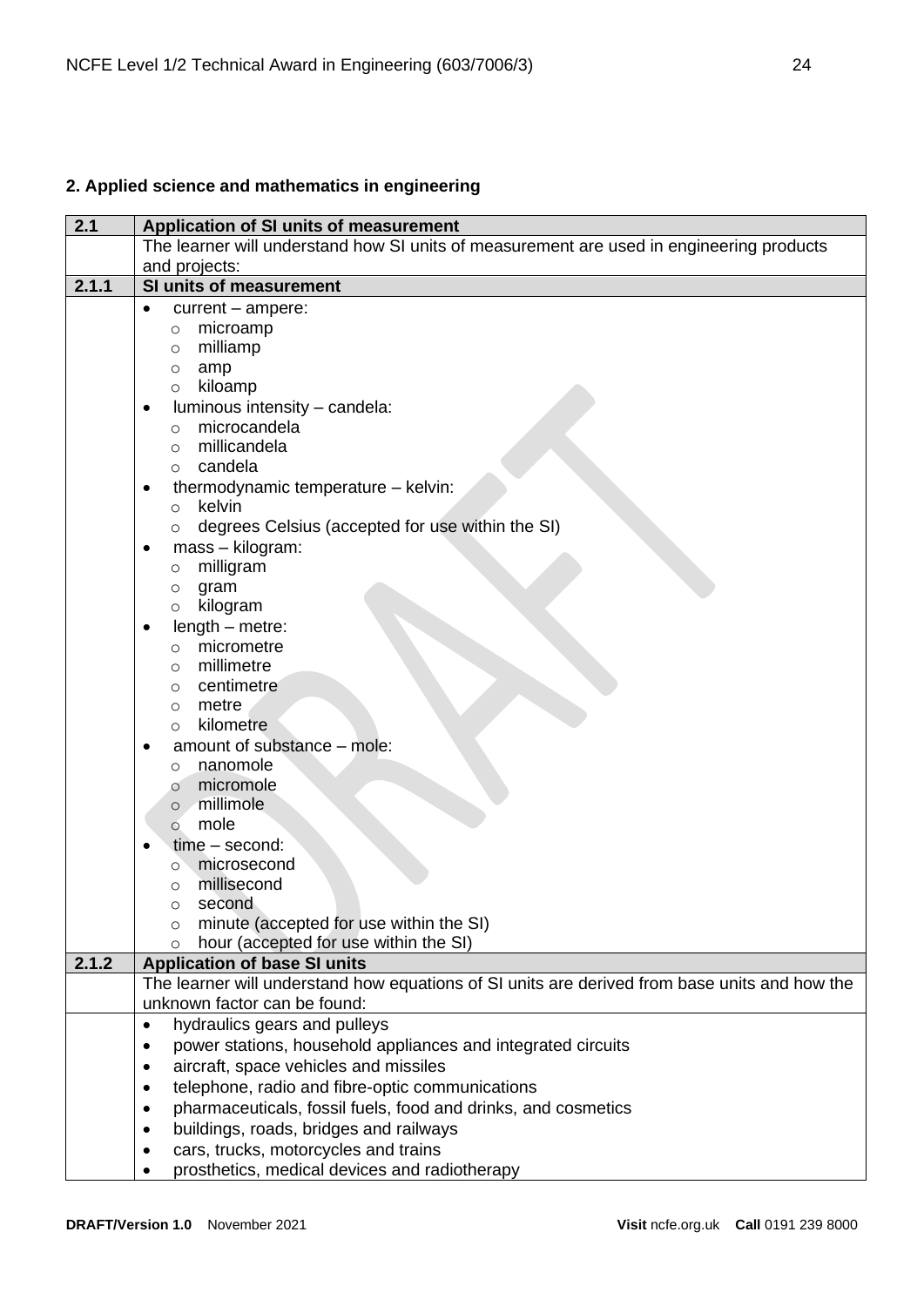## 2. Applied science and mathematics in engineering

| 2.1 | Application of SI units of measurement |
|---|---|
| | The learner will understand how SI units of measurement are used in engineering products and projects: |
| **2.1.1** | **SI units of measurement** |
| | • current – ampere:<br>  ○ microamp<br>  ○ milliamp<br>  ○ amp<br>  ○ kiloamp<br>• luminous intensity – candela:<br>  ○ microcandela<br>  ○ millicandela<br>  ○ candela<br>• thermodynamic temperature – kelvin:<br>  ○ kelvin<br>  ○ degrees Celsius (accepted for use within the SI)<br>• mass – kilogram:<br>  ○ milligram<br>  ○ gram<br>  ○ kilogram<br>• length – metre:<br>  ○ micrometre<br>  ○ millimetre<br>  ○ centimetre<br>  ○ metre<br>  ○ kilometre<br>• amount of substance – mole:<br>  ○ nanomole<br>  ○ micromole<br>  ○ millimole<br>  ○ mole<br>• time – second:<br>  ○ microsecond<br>  ○ millisecond<br>  ○ second<br>  ○ minute (accepted for use within the SI)<br>  ○ hour (accepted for use within the SI) |
| **2.1.2** | **Application of base SI units** |
| | The learner will understand how equations of SI units are derived from base units and how the unknown factor can be found: |
| | • hydraulics gears and pulleys<br>• power stations, household appliances and integrated circuits<br>• aircraft, space vehicles and missiles<br>• telephone, radio and fibre-optic communications<br>• pharmaceuticals, fossil fuels, food and drinks, and cosmetics<br>• buildings, roads, bridges and railways<br>• cars, trucks, motorcycles and trains<br>• prosthetics, medical devices and radiotherapy |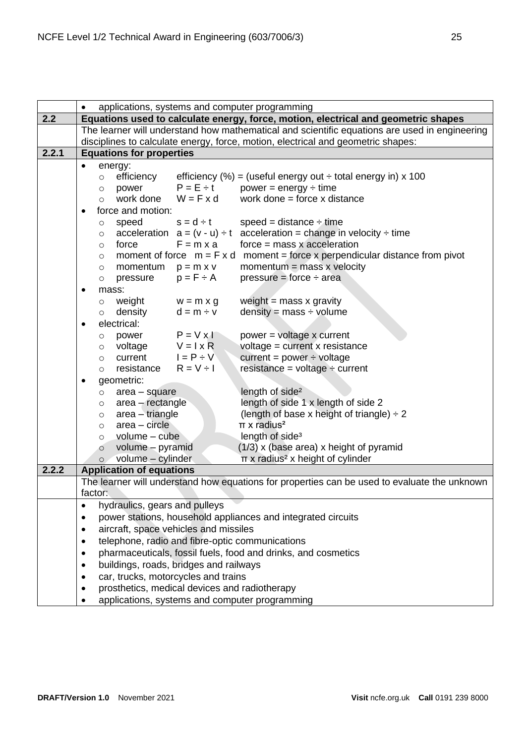| | |
|---|---|
| | • applications, systems and computer programming |
| **2.2** | **Equations used to calculate energy, force, motion, electrical and geometric shapes** |
| | The learner will understand how mathematical and scientific equations are used in engineering disciplines to calculate energy, force, motion, electrical and geometric shapes: |
| **2.2.1** | **Equations for properties** |
| | • energy:<br>  ○ efficiency    efficiency (%) = (useful energy out ÷ total energy in) x 100<br>  ○ power    $P = E \div t$    power = energy ÷ time<br>  ○ work done    $W = F \times d$    work done = force x distance<br>• force and motion:<br>  ○ speed    $s = d \div t$    speed = distance ÷ time<br>  ○ acceleration    $a = (v - u) \div t$    acceleration = change in velocity ÷ time<br>  ○ force    $F = m \times a$    force = mass x acceleration<br>  ○ moment of force    $m = F \times d$    moment = force x perpendicular distance from pivot<br>  ○ momentum    $p = m \times v$    momentum = mass x velocity<br>  ○ pressure    $p = F \div A$    pressure = force ÷ area<br>• mass:<br>  ○ weight    $w = m \times g$    weight = mass x gravity<br>  ○ density    $d = m \div v$    density = mass ÷ volume<br>• electrical:<br>  ○ power    $P = V \times I$    power = voltage x current<br>  ○ voltage    $V = I \times R$    voltage = current x resistance<br>  ○ current    $I = P \div V$    current = power ÷ voltage<br>  ○ resistance    $R = V \div I$    resistance = voltage ÷ current<br>• geometric:<br>  ○ area – square    length of side$^2$<br>  ○ area – rectangle    length of side 1 x length of side 2<br>  ○ area – triangle    (length of base x height of triangle) ÷ 2<br>  ○ area – circle    $\pi$ x radius$^2$<br>  ○ volume – cube    length of side$^3$<br>  ○ volume – pyramid    (1/3) x (base area) x height of pyramid<br>  ○ volume – cylinder    $\pi$ x radius$^2$ x height of cylinder |
| **2.2.2** | **Application of equations** |
| | The learner will understand how equations for properties can be used to evaluate the unknown factor: |
| | • hydraulics, gears and pulleys<br>• power stations, household appliances and integrated circuits<br>• aircraft, space vehicles and missiles<br>• telephone, radio and fibre-optic communications<br>• pharmaceuticals, fossil fuels, food and drinks, and cosmetics<br>• buildings, roads, bridges and railways<br>• car, trucks, motorcycles and trains<br>• prosthetics, medical devices and radiotherapy<br>• applications, systems and computer programming |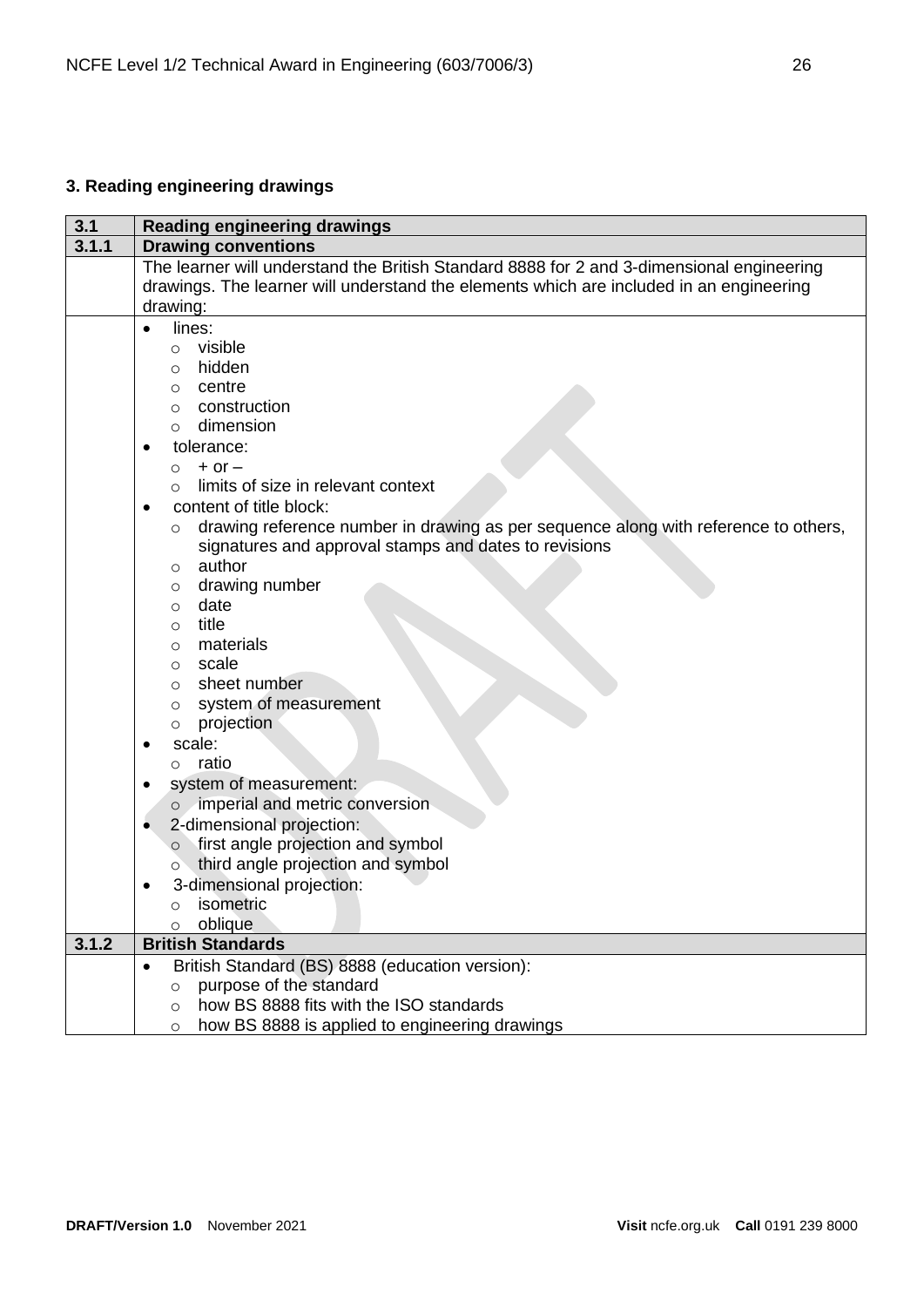## 3. Reading engineering drawings

| 3.1 | Reading engineering drawings |
|---|---|
| **3.1.1** | **Drawing conventions** |
| | The learner will understand the British Standard 8888 for 2 and 3-dimensional engineering drawings. The learner will understand the elements which are included in an engineering drawing: |
| | • lines:<br>  ○ visible<br>  ○ hidden<br>  ○ centre<br>  ○ construction<br>  ○ dimension<br>• tolerance:<br>  ○ + or –<br>  ○ limits of size in relevant context<br>• content of title block:<br>  ○ drawing reference number in drawing as per sequence along with reference to others, signatures and approval stamps and dates to revisions<br>  ○ author<br>  ○ drawing number<br>  ○ date<br>  ○ title<br>  ○ materials<br>  ○ scale<br>  ○ sheet number<br>  ○ system of measurement<br>  ○ projection<br>• scale:<br>  ○ ratio<br>• system of measurement:<br>  ○ imperial and metric conversion<br>• 2-dimensional projection:<br>  ○ first angle projection and symbol<br>  ○ third angle projection and symbol<br>• 3-dimensional projection:<br>  ○ isometric<br>  ○ oblique |
| **3.1.2** | **British Standards** |
| | • British Standard (BS) 8888 (education version):<br>  ○ purpose of the standard<br>  ○ how BS 8888 fits with the ISO standards<br>  ○ how BS 8888 is applied to engineering drawings |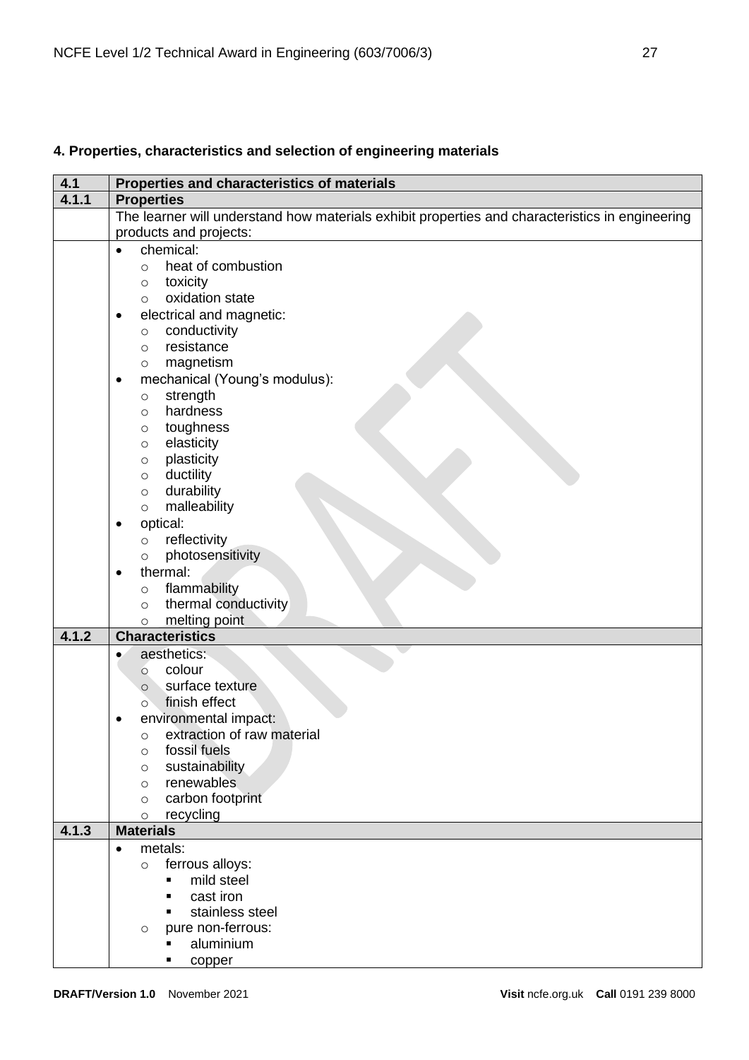## 4. Properties, characteristics and selection of engineering materials

| 4.1 | Properties and characteristics of materials |
|---|---|
| **4.1.1** | **Properties** |
| | The learner will understand how materials exhibit properties and characteristics in engineering products and projects: |
| | <ul><li>chemical:<ul><li>heat of combustion</li><li>toxicity</li><li>oxidation state</li></ul></li><li>electrical and magnetic:<ul><li>conductivity</li><li>resistance</li><li>magnetism</li></ul></li><li>mechanical (Young's modulus):<ul><li>strength</li><li>hardness</li><li>toughness</li><li>elasticity</li><li>plasticity</li><li>ductility</li><li>durability</li><li>malleability</li></ul></li><li>optical:<ul><li>reflectivity</li><li>photosensitivity</li></ul></li><li>thermal:<ul><li>flammability</li><li>thermal conductivity</li><li>melting point</li></ul></li></ul> |
| **4.1.2** | **Characteristics** |
| | <ul><li>aesthetics:<ul><li>colour</li><li>surface texture</li><li>finish effect</li></ul></li><li>environmental impact:<ul><li>extraction of raw material</li><li>fossil fuels</li><li>sustainability</li><li>renewables</li><li>carbon footprint</li><li>recycling</li></ul></li></ul> |
| **4.1.3** | **Materials** |
| | <ul><li>metals:<ul><li>ferrous alloys:<ul><li>mild steel</li><li>cast iron</li><li>stainless steel</li></ul></li><li>pure non-ferrous:<ul><li>aluminium</li><li>copper</li></ul></li></ul></li></ul> |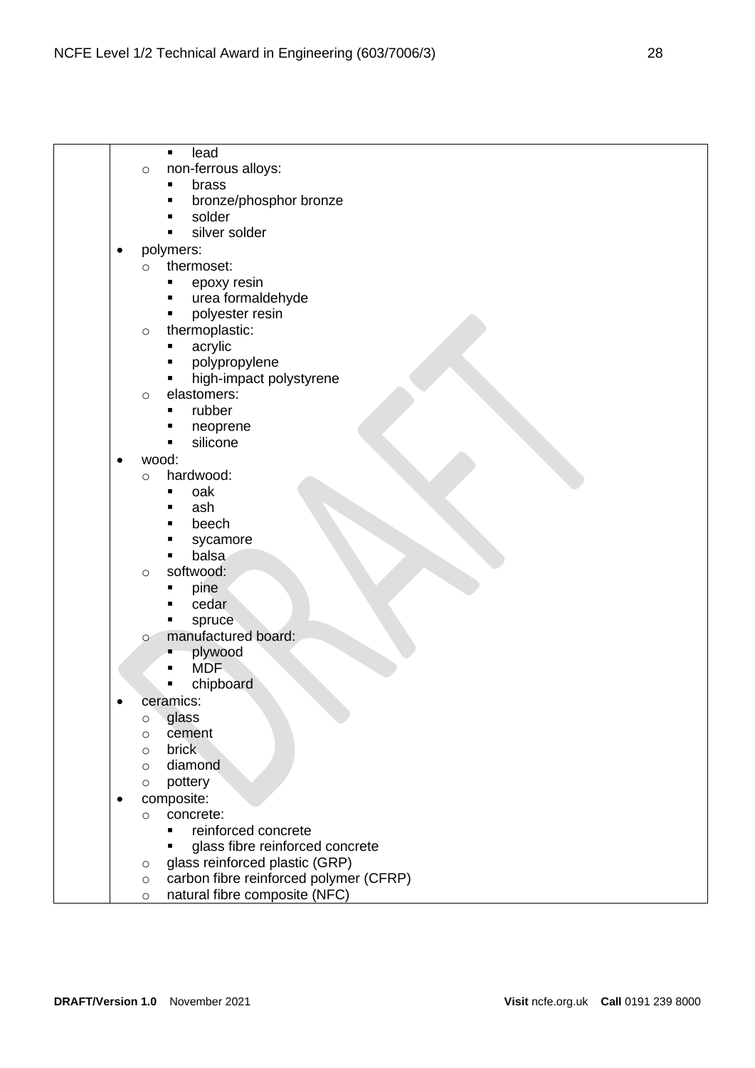- lead
  - non-ferrous alloys:
    - brass
    - bronze/phosphor bronze
    - solder
    - silver solder
- polymers:
  - thermoset:
    - epoxy resin
    - urea formaldehyde
    - polyester resin
  - thermoplastic:
    - acrylic
    - polypropylene
    - high-impact polystyrene
  - elastomers:
    - rubber
    - neoprene
    - silicone
- wood:
  - hardwood:
    - oak
    - ash
    - beech
    - sycamore
    - balsa
  - softwood:
    - pine
    - cedar
    - spruce
  - manufactured board:
    - plywood
    - MDF
    - chipboard
- ceramics:
  - glass
  - cement
  - brick
  - diamond
  - pottery
- composite:
  - concrete:
    - reinforced concrete
    - glass fibre reinforced concrete
  - glass reinforced plastic (GRP)
  - carbon fibre reinforced polymer (CFRP)
  - natural fibre composite (NFC)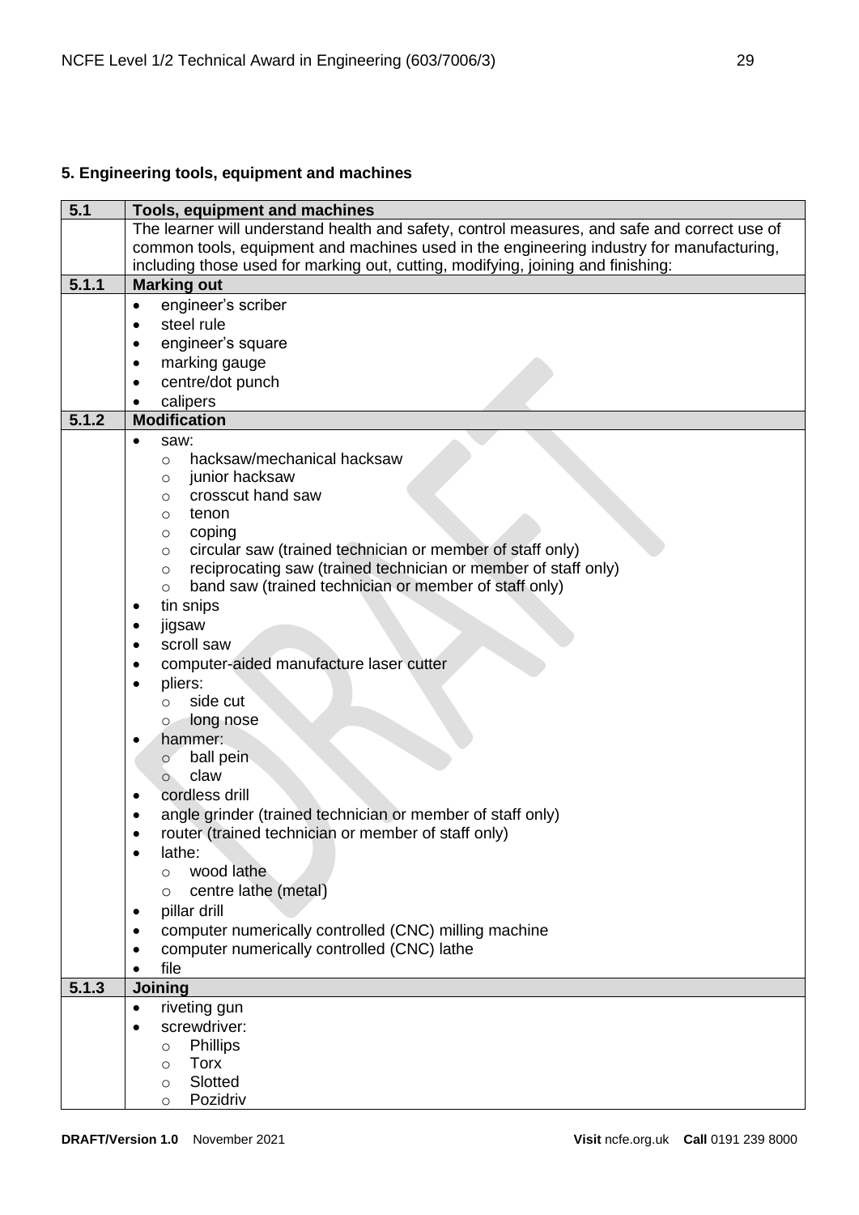## 5. Engineering tools, equipment and machines

| 5.1 | Tools, equipment and machines |
|---|---|
| | The learner will understand health and safety, control measures, and safe and correct use of common tools, equipment and machines used in the engineering industry for manufacturing, including those used for marking out, cutting, modifying, joining and finishing: |
| **5.1.1** | **Marking out** |
| | • engineer's scriber<br>• steel rule<br>• engineer's square<br>• marking gauge<br>• centre/dot punch<br>• calipers |
| **5.1.2** | **Modification** |
| | • saw:<br>  ○ hacksaw/mechanical hacksaw<br>  ○ junior hacksaw<br>  ○ crosscut hand saw<br>  ○ tenon<br>  ○ coping<br>  ○ circular saw (trained technician or member of staff only)<br>  ○ reciprocating saw (trained technician or member of staff only)<br>  ○ band saw (trained technician or member of staff only)<br>• tin snips<br>• jigsaw<br>• scroll saw<br>• computer-aided manufacture laser cutter<br>• pliers:<br>  ○ side cut<br>  ○ long nose<br>• hammer:<br>  ○ ball pein<br>  ○ claw<br>• cordless drill<br>• angle grinder (trained technician or member of staff only)<br>• router (trained technician or member of staff only)<br>• lathe:<br>  ○ wood lathe<br>  ○ centre lathe (metal)<br>• pillar drill<br>• computer numerically controlled (CNC) milling machine<br>• computer numerically controlled (CNC) lathe<br>• file |
| **5.1.3** | **Joining** |
| | • riveting gun<br>• screwdriver:<br>  ○ Phillips<br>  ○ Torx<br>  ○ Slotted<br>  ○ Pozidriv |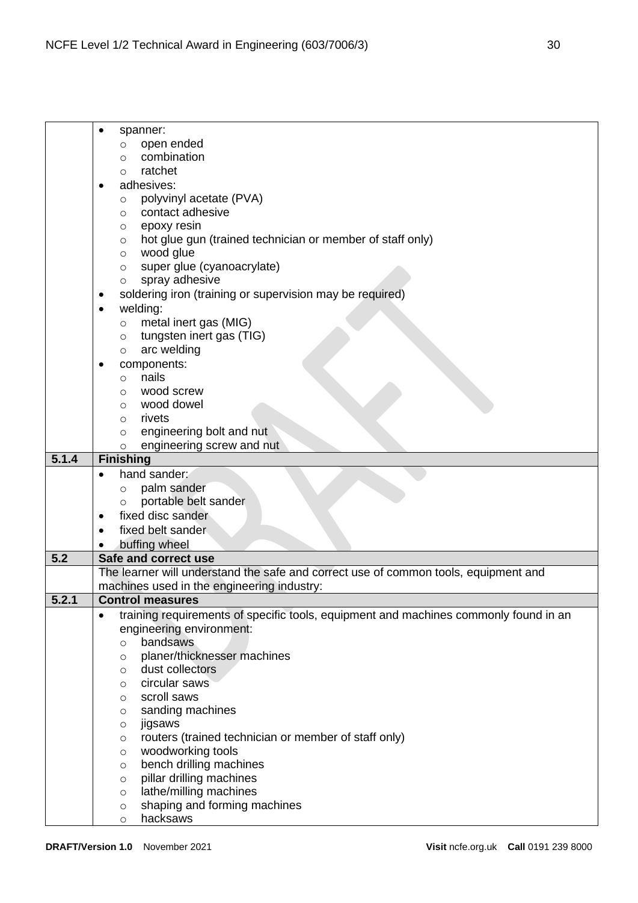| | |
|---|---|
| | • spanner:<br>  ○ open ended<br>  ○ combination<br>  ○ ratchet<br>• adhesives:<br>  ○ polyvinyl acetate (PVA)<br>  ○ contact adhesive<br>  ○ epoxy resin<br>  ○ hot glue gun (trained technician or member of staff only)<br>  ○ wood glue<br>  ○ super glue (cyanoacrylate)<br>  ○ spray adhesive<br>• soldering iron (training or supervision may be required)<br>• welding:<br>  ○ metal inert gas (MIG)<br>  ○ tungsten inert gas (TIG)<br>  ○ arc welding<br>• components:<br>  ○ nails<br>  ○ wood screw<br>  ○ wood dowel<br>  ○ rivets<br>  ○ engineering bolt and nut<br>  ○ engineering screw and nut |
| **5.1.4** | **Finishing** |
| | • hand sander:<br>  ○ palm sander<br>  ○ portable belt sander<br>• fixed disc sander<br>• fixed belt sander<br>• buffing wheel |
| **5.2** | **Safe and correct use** |
| | The learner will understand the safe and correct use of common tools, equipment and machines used in the engineering industry: |
| **5.2.1** | **Control measures** |
| | • training requirements of specific tools, equipment and machines commonly found in an engineering environment:<br>  ○ bandsaws<br>  ○ planer/thicknesser machines<br>  ○ dust collectors<br>  ○ circular saws<br>  ○ scroll saws<br>  ○ sanding machines<br>  ○ jigsaws<br>  ○ routers (trained technician or member of staff only)<br>  ○ woodworking tools<br>  ○ bench drilling machines<br>  ○ pillar drilling machines<br>  ○ lathe/milling machines<br>  ○ shaping and forming machines<br>  ○ hacksaws |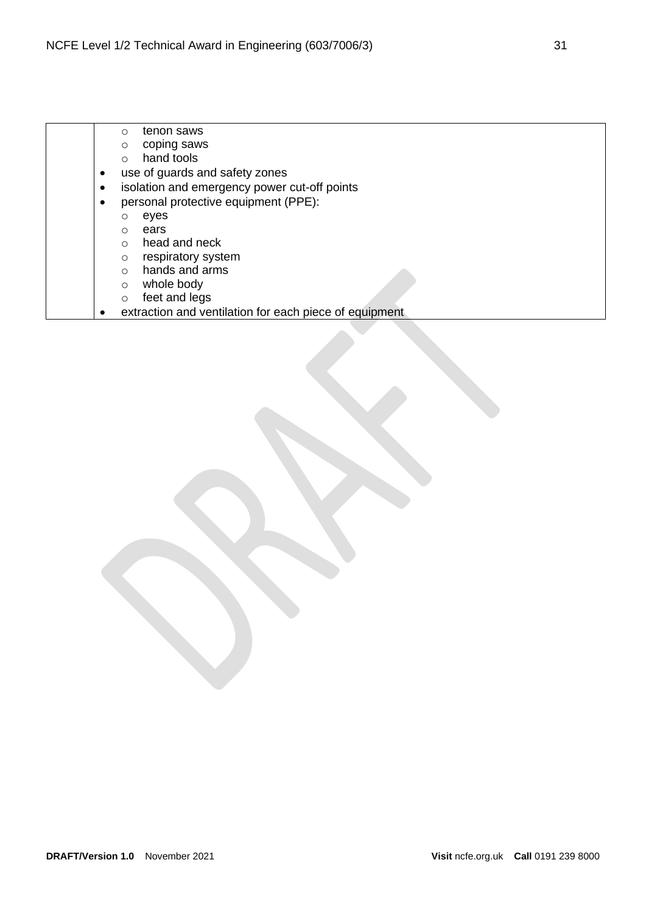| | <ul><li>tenon saws</li><li>coping saws</li><li>hand tools</li></ul> |
|---|---|
| | • use of guards and safety zones<br>• isolation and emergency power cut-off points<br>• personal protective equipment (PPE):<br>&nbsp;&nbsp;○ eyes<br>&nbsp;&nbsp;○ ears<br>&nbsp;&nbsp;○ head and neck<br>&nbsp;&nbsp;○ respiratory system<br>&nbsp;&nbsp;○ hands and arms<br>&nbsp;&nbsp;○ whole body<br>&nbsp;&nbsp;○ feet and legs<br>• extraction and ventilation for each piece of equipment |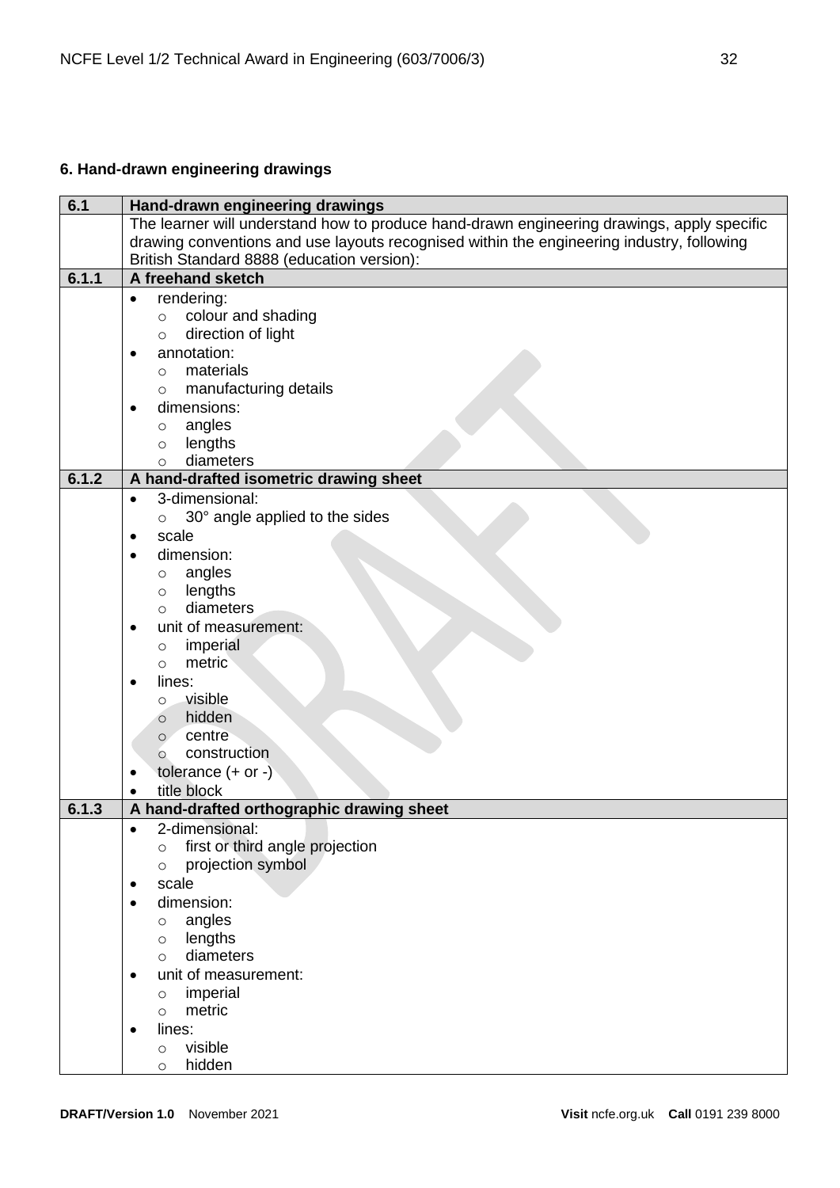## 6. Hand-drawn engineering drawings

| 6.1 | Hand-drawn engineering drawings |
|---|---|
| | The learner will understand how to produce hand-drawn engineering drawings, apply specific drawing conventions and use layouts recognised within the engineering industry, following British Standard 8888 (education version): |
| **6.1.1** | **A freehand sketch** |
| | • rendering:<br>  ○ colour and shading<br>  ○ direction of light<br>• annotation:<br>  ○ materials<br>  ○ manufacturing details<br>• dimensions:<br>  ○ angles<br>  ○ lengths<br>  ○ diameters |
| **6.1.2** | **A hand-drafted isometric drawing sheet** |
| | • 3-dimensional:<br>  ○ 30° angle applied to the sides<br>• scale<br>• dimension:<br>  ○ angles<br>  ○ lengths<br>  ○ diameters<br>• unit of measurement:<br>  ○ imperial<br>  ○ metric<br>• lines:<br>  ○ visible<br>  ○ hidden<br>  ○ centre<br>  ○ construction<br>• tolerance (+ or -)<br>• title block |
| **6.1.3** | **A hand-drafted orthographic drawing sheet** |
| | • 2-dimensional:<br>  ○ first or third angle projection<br>  ○ projection symbol<br>• scale<br>• dimension:<br>  ○ angles<br>  ○ lengths<br>  ○ diameters<br>• unit of measurement:<br>  ○ imperial<br>  ○ metric<br>• lines:<br>  ○ visible<br>  ○ hidden |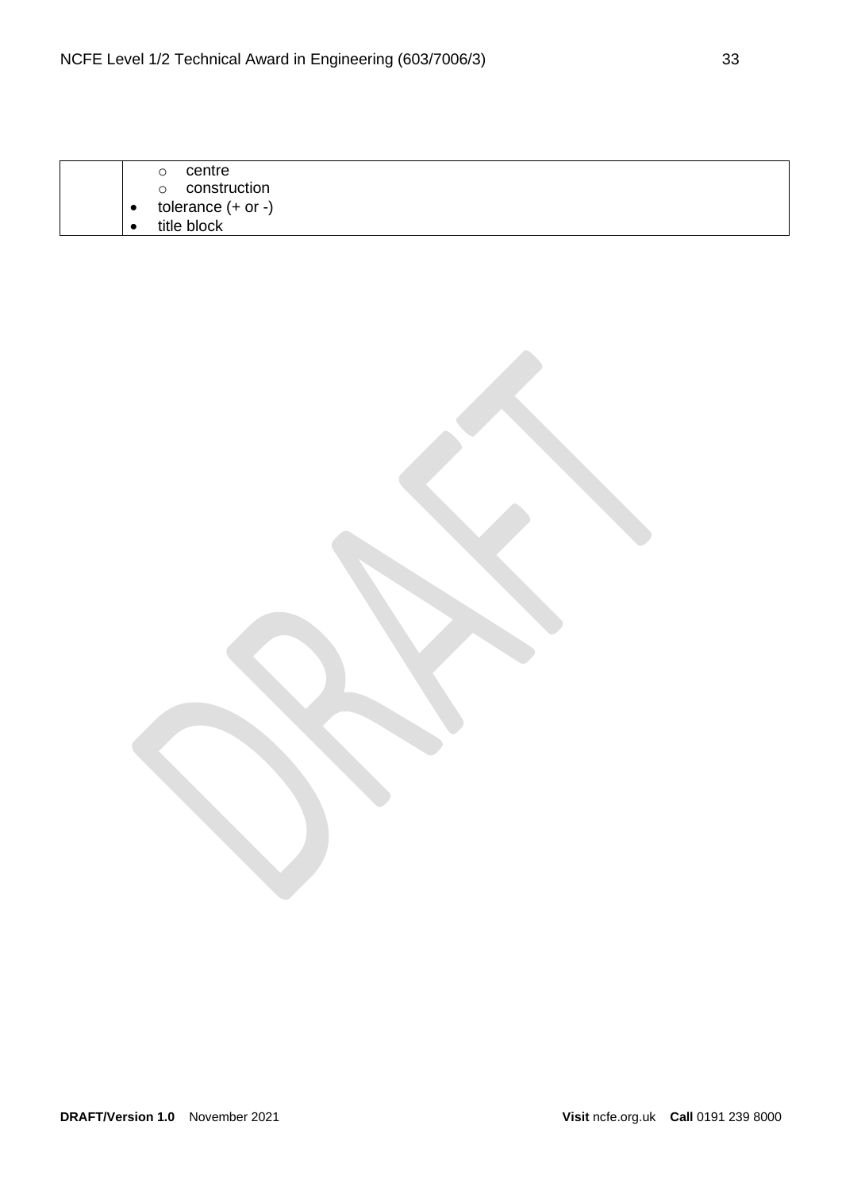| | <ul><li>centre</li><li>construction</li></ul><ul><li>tolerance (+ or -)</li><li>title block</li></ul> |
|---|---|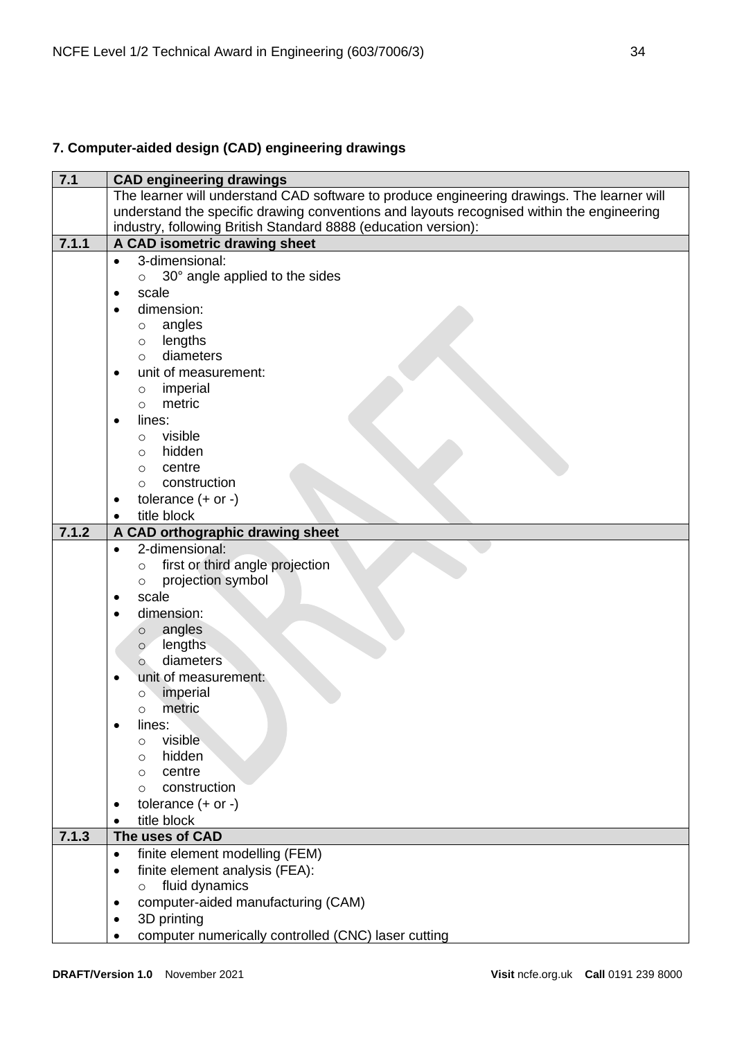## 7. Computer-aided design (CAD) engineering drawings

| 7.1 | CAD engineering drawings |
|---|---|
| | The learner will understand CAD software to produce engineering drawings. The learner will understand the specific drawing conventions and layouts recognised within the engineering industry, following British Standard 8888 (education version): |
| **7.1.1** | **A CAD isometric drawing sheet** |
| | • 3-dimensional:<br>  ○ 30° angle applied to the sides<br>• scale<br>• dimension:<br>  ○ angles<br>  ○ lengths<br>  ○ diameters<br>• unit of measurement:<br>  ○ imperial<br>  ○ metric<br>• lines:<br>  ○ visible<br>  ○ hidden<br>  ○ centre<br>  ○ construction<br>• tolerance (+ or -)<br>• title block |
| **7.1.2** | **A CAD orthographic drawing sheet** |
| | • 2-dimensional:<br>  ○ first or third angle projection<br>  ○ projection symbol<br>• scale<br>• dimension:<br>  ○ angles<br>  ○ lengths<br>  ○ diameters<br>• unit of measurement:<br>  ○ imperial<br>  ○ metric<br>• lines:<br>  ○ visible<br>  ○ hidden<br>  ○ centre<br>  ○ construction<br>• tolerance (+ or -)<br>• title block |
| **7.1.3** | **The uses of CAD** |
| | • finite element modelling (FEM)<br>• finite element analysis (FEA):<br>  ○ fluid dynamics<br>• computer-aided manufacturing (CAM)<br>• 3D printing<br>• computer numerically controlled (CNC) laser cutting |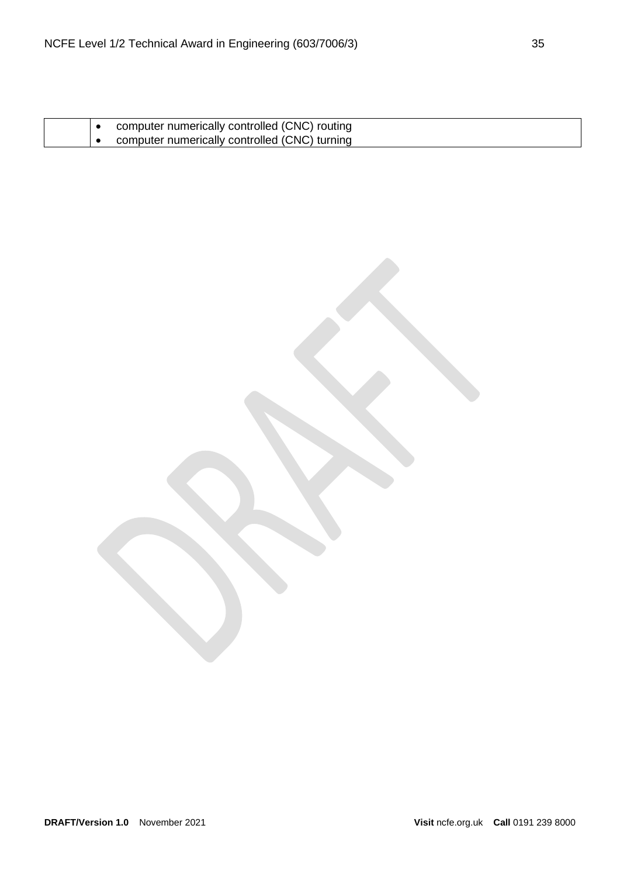| | |
|---|---|
| | • computer numerically controlled (CNC) routing<br>• computer numerically controlled (CNC) turning |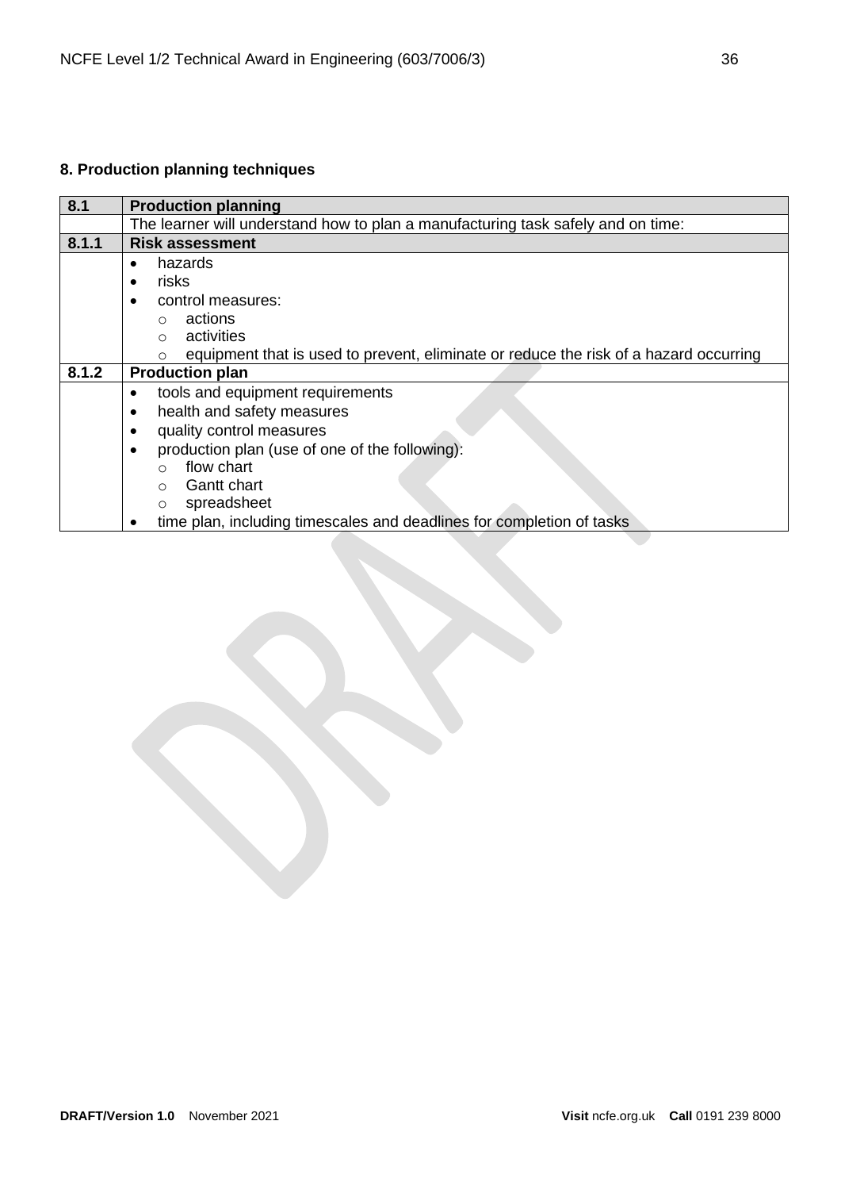**8. Production planning techniques**

| 8.1 | Production planning |
|---|---|
| | The learner will understand how to plan a manufacturing task safely and on time: |
| **8.1.1** | **Risk assessment** |
| | • hazards<br>• risks<br>• control measures:<br>  ○ actions<br>  ○ activities<br>  ○ equipment that is used to prevent, eliminate or reduce the risk of a hazard occurring |
| **8.1.2** | **Production plan** |
| | • tools and equipment requirements<br>• health and safety measures<br>• quality control measures<br>• production plan (use of one of the following):<br>  ○ flow chart<br>  ○ Gantt chart<br>  ○ spreadsheet<br>• time plan, including timescales and deadlines for completion of tasks |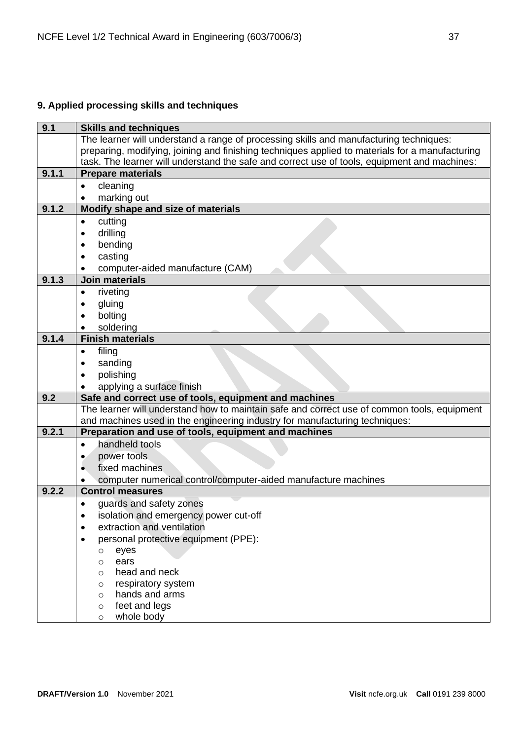## 9. Applied processing skills and techniques

| 9.1 | Skills and techniques |
|---|---|
| | The learner will understand a range of processing skills and manufacturing techniques: preparing, modifying, joining and finishing techniques applied to materials for a manufacturing task. The learner will understand the safe and correct use of tools, equipment and machines: |
| **9.1.1** | **Prepare materials** |
| | • cleaning<br>• marking out |
| **9.1.2** | **Modify shape and size of materials** |
| | • cutting<br>• drilling<br>• bending<br>• casting<br>• computer-aided manufacture (CAM) |
| **9.1.3** | **Join materials** |
| | • riveting<br>• gluing<br>• bolting<br>• soldering |
| **9.1.4** | **Finish materials** |
| | • filing<br>• sanding<br>• polishing<br>• applying a surface finish |
| **9.2** | **Safe and correct use of tools, equipment and machines** |
| | The learner will understand how to maintain safe and correct use of common tools, equipment and machines used in the engineering industry for manufacturing techniques: |
| **9.2.1** | **Preparation and use of tools, equipment and machines** |
| | • handheld tools<br>• power tools<br>• fixed machines<br>• computer numerical control/computer-aided manufacture machines |
| **9.2.2** | **Control measures** |
| | • guards and safety zones<br>• isolation and emergency power cut-off<br>• extraction and ventilation<br>• personal protective equipment (PPE):<br>  ○ eyes<br>  ○ ears<br>  ○ head and neck<br>  ○ respiratory system<br>  ○ hands and arms<br>  ○ feet and legs<br>  ○ whole body |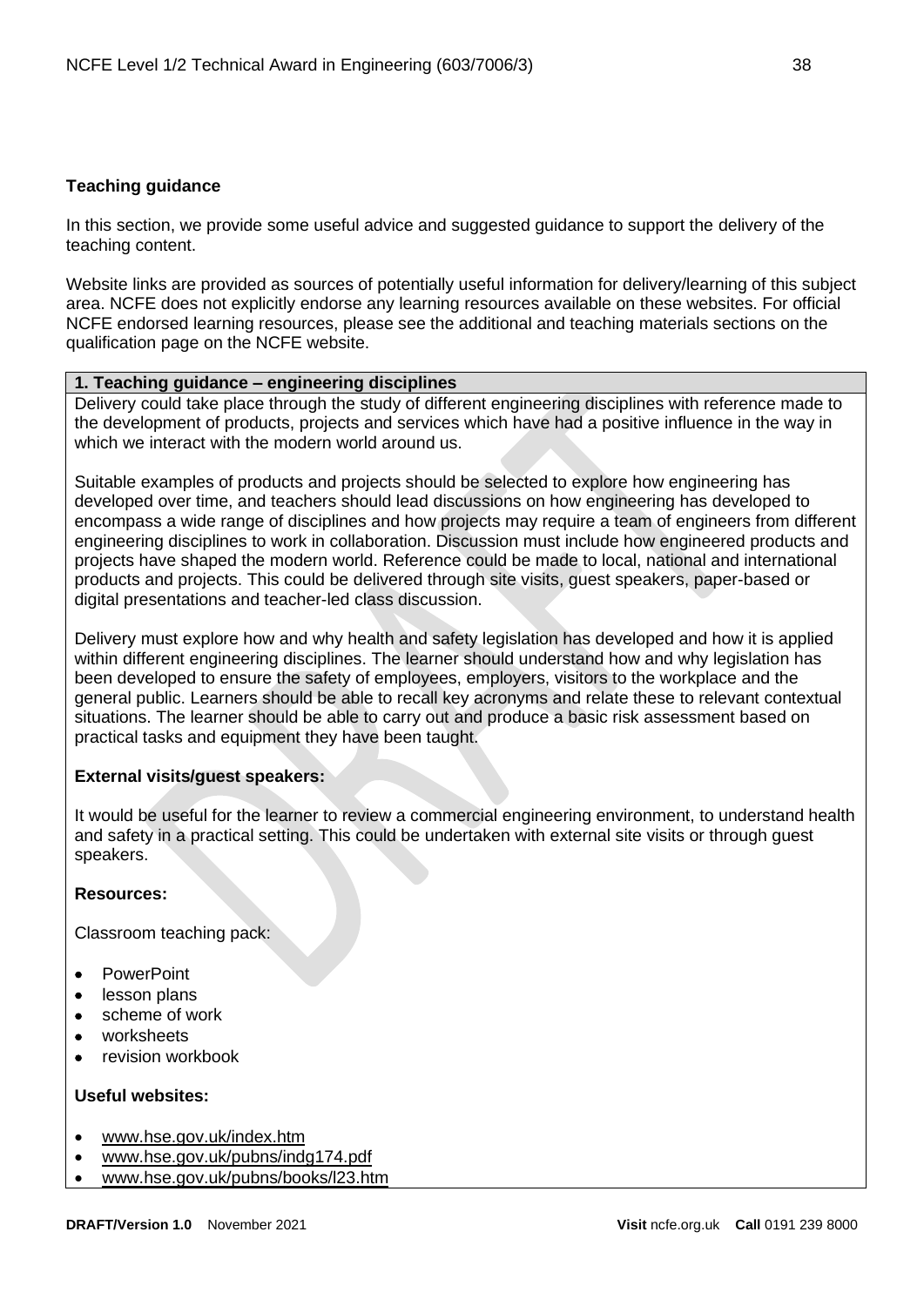## Teaching guidance

In this section, we provide some useful advice and suggested guidance to support the delivery of the teaching content.

Website links are provided as sources of potentially useful information for delivery/learning of this subject area. NCFE does not explicitly endorse any learning resources available on these websites. For official NCFE endorsed learning resources, please see the additional and teaching materials sections on the qualification page on the NCFE website.

### 1. Teaching guidance – engineering disciplines

Delivery could take place through the study of different engineering disciplines with reference made to the development of products, projects and services which have had a positive influence in the way in which we interact with the modern world around us.

Suitable examples of products and projects should be selected to explore how engineering has developed over time, and teachers should lead discussions on how engineering has developed to encompass a wide range of disciplines and how projects may require a team of engineers from different engineering disciplines to work in collaboration. Discussion must include how engineered products and projects have shaped the modern world. Reference could be made to local, national and international products and projects. This could be delivered through site visits, guest speakers, paper-based or digital presentations and teacher-led class discussion.

Delivery must explore how and why health and safety legislation has developed and how it is applied within different engineering disciplines. The learner should understand how and why legislation has been developed to ensure the safety of employees, employers, visitors to the workplace and the general public. Learners should be able to recall key acronyms and relate these to relevant contextual situations. The learner should be able to carry out and produce a basic risk assessment based on practical tasks and equipment they have been taught.

**External visits/guest speakers:**

It would be useful for the learner to review a commercial engineering environment, to understand health and safety in a practical setting. This could be undertaken with external site visits or through guest speakers.

**Resources:**

Classroom teaching pack:

- PowerPoint
- lesson plans
- scheme of work
- worksheets
- revision workbook

**Useful websites:**

- www.hse.gov.uk/index.htm
- www.hse.gov.uk/pubns/indg174.pdf
- www.hse.gov.uk/pubns/books/l23.htm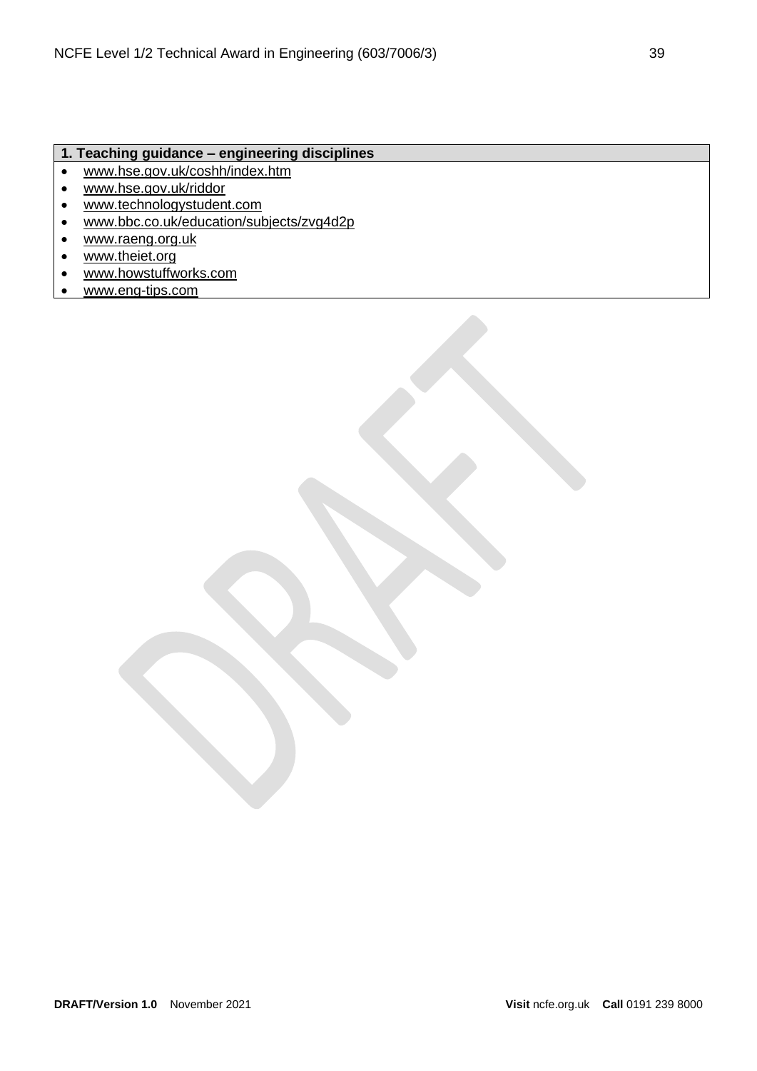| 1. Teaching guidance – engineering disciplines |
| --- |
| • www.hse.gov.uk/coshh/index.htm<br>• www.hse.gov.uk/riddor<br>• www.technologystudent.com<br>• www.bbc.co.uk/education/subjects/zvg4d2p<br>• www.raeng.org.uk<br>• www.theiet.org<br>• www.howstuffworks.com<br>• www.eng-tips.com |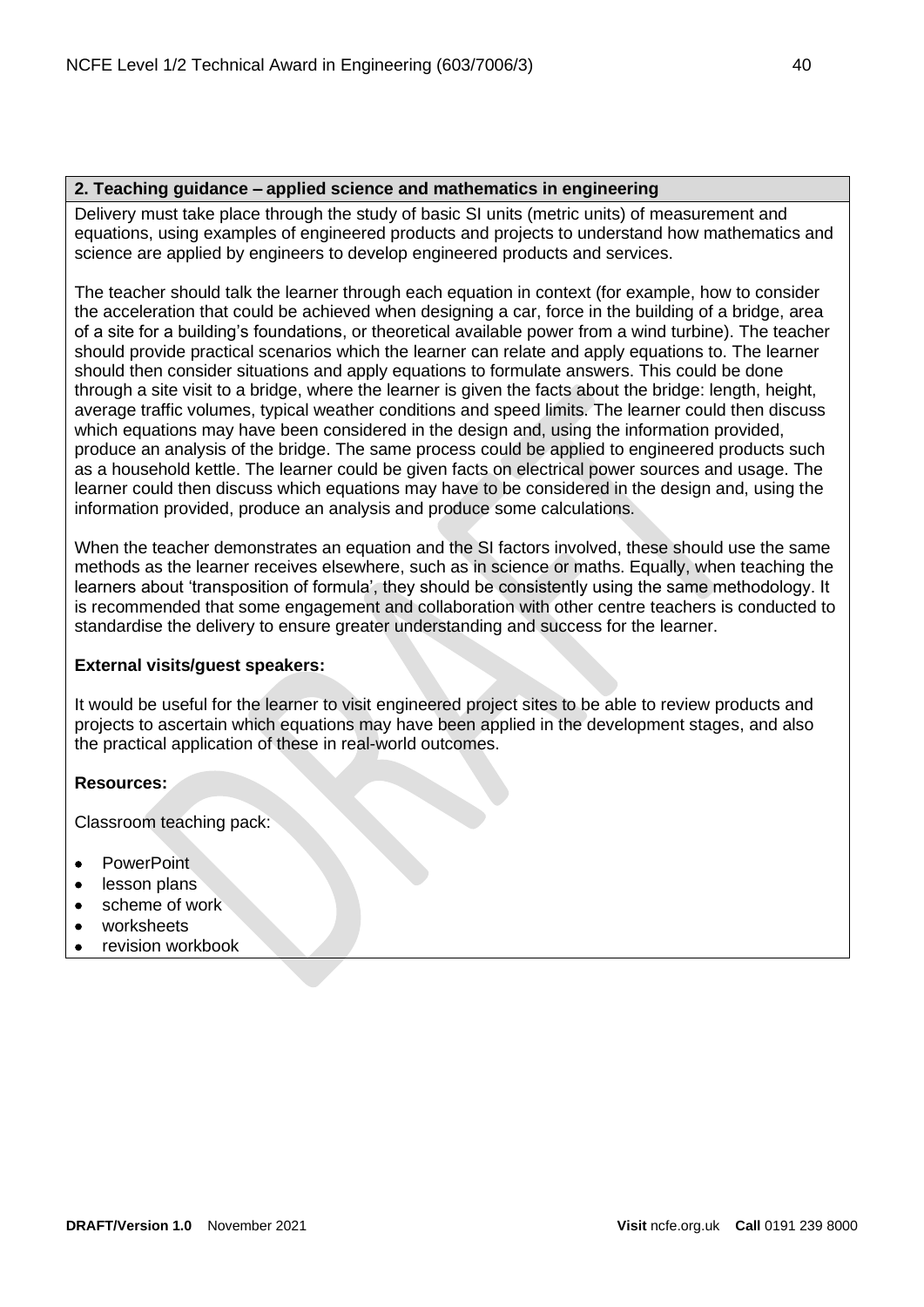## 2. Teaching guidance – applied science and mathematics in engineering

Delivery must take place through the study of basic SI units (metric units) of measurement and equations, using examples of engineered products and projects to understand how mathematics and science are applied by engineers to develop engineered products and services.

The teacher should talk the learner through each equation in context (for example, how to consider the acceleration that could be achieved when designing a car, force in the building of a bridge, area of a site for a building's foundations, or theoretical available power from a wind turbine). The teacher should provide practical scenarios which the learner can relate and apply equations to. The learner should then consider situations and apply equations to formulate answers. This could be done through a site visit to a bridge, where the learner is given the facts about the bridge: length, height, average traffic volumes, typical weather conditions and speed limits. The learner could then discuss which equations may have been considered in the design and, using the information provided, produce an analysis of the bridge. The same process could be applied to engineered products such as a household kettle. The learner could be given facts on electrical power sources and usage. The learner could then discuss which equations may have to be considered in the design and, using the information provided, produce an analysis and produce some calculations.

When the teacher demonstrates an equation and the SI factors involved, these should use the same methods as the learner receives elsewhere, such as in science or maths. Equally, when teaching the learners about 'transposition of formula', they should be consistently using the same methodology. It is recommended that some engagement and collaboration with other centre teachers is conducted to standardise the delivery to ensure greater understanding and success for the learner.

**External visits/guest speakers:**

It would be useful for the learner to visit engineered project sites to be able to review products and projects to ascertain which equations may have been applied in the development stages, and also the practical application of these in real-world outcomes.

**Resources:**

Classroom teaching pack:

- PowerPoint
- lesson plans
- scheme of work
- worksheets
- revision workbook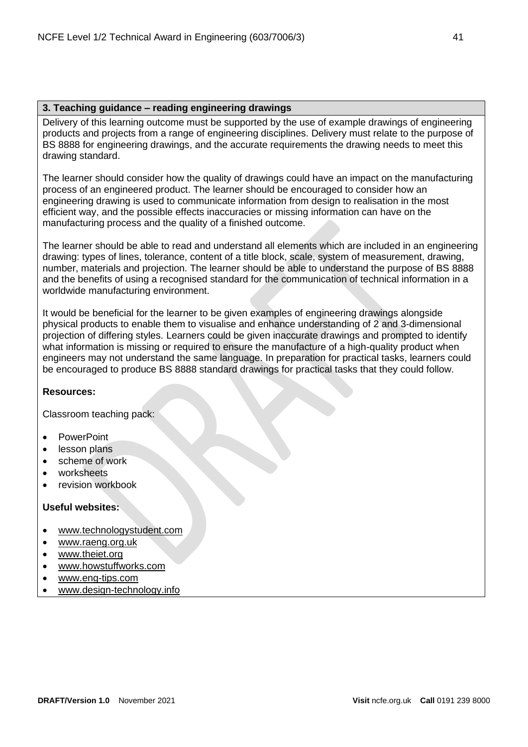### 3. Teaching guidance – reading engineering drawings

Delivery of this learning outcome must be supported by the use of example drawings of engineering products and projects from a range of engineering disciplines. Delivery must relate to the purpose of BS 8888 for engineering drawings, and the accurate requirements the drawing needs to meet this drawing standard.

The learner should consider how the quality of drawings could have an impact on the manufacturing process of an engineered product. The learner should be encouraged to consider how an engineering drawing is used to communicate information from design to realisation in the most efficient way, and the possible effects inaccuracies or missing information can have on the manufacturing process and the quality of a finished outcome.

The learner should be able to read and understand all elements which are included in an engineering drawing: types of lines, tolerance, content of a title block, scale, system of measurement, drawing, number, materials and projection. The learner should be able to understand the purpose of BS 8888 and the benefits of using a recognised standard for the communication of technical information in a worldwide manufacturing environment.

It would be beneficial for the learner to be given examples of engineering drawings alongside physical products to enable them to visualise and enhance understanding of 2 and 3-dimensional projection of differing styles. Learners could be given inaccurate drawings and prompted to identify what information is missing or required to ensure the manufacture of a high-quality product when engineers may not understand the same language. In preparation for practical tasks, learners could be encouraged to produce BS 8888 standard drawings for practical tasks that they could follow.

**Resources:**

Classroom teaching pack:

- PowerPoint
- lesson plans
- scheme of work
- worksheets
- revision workbook

**Useful websites:**

- www.technologystudent.com
- www.raeng.org.uk
- www.theiet.org
- www.howstuffworks.com
- www.eng-tips.com
- www.design-technology.info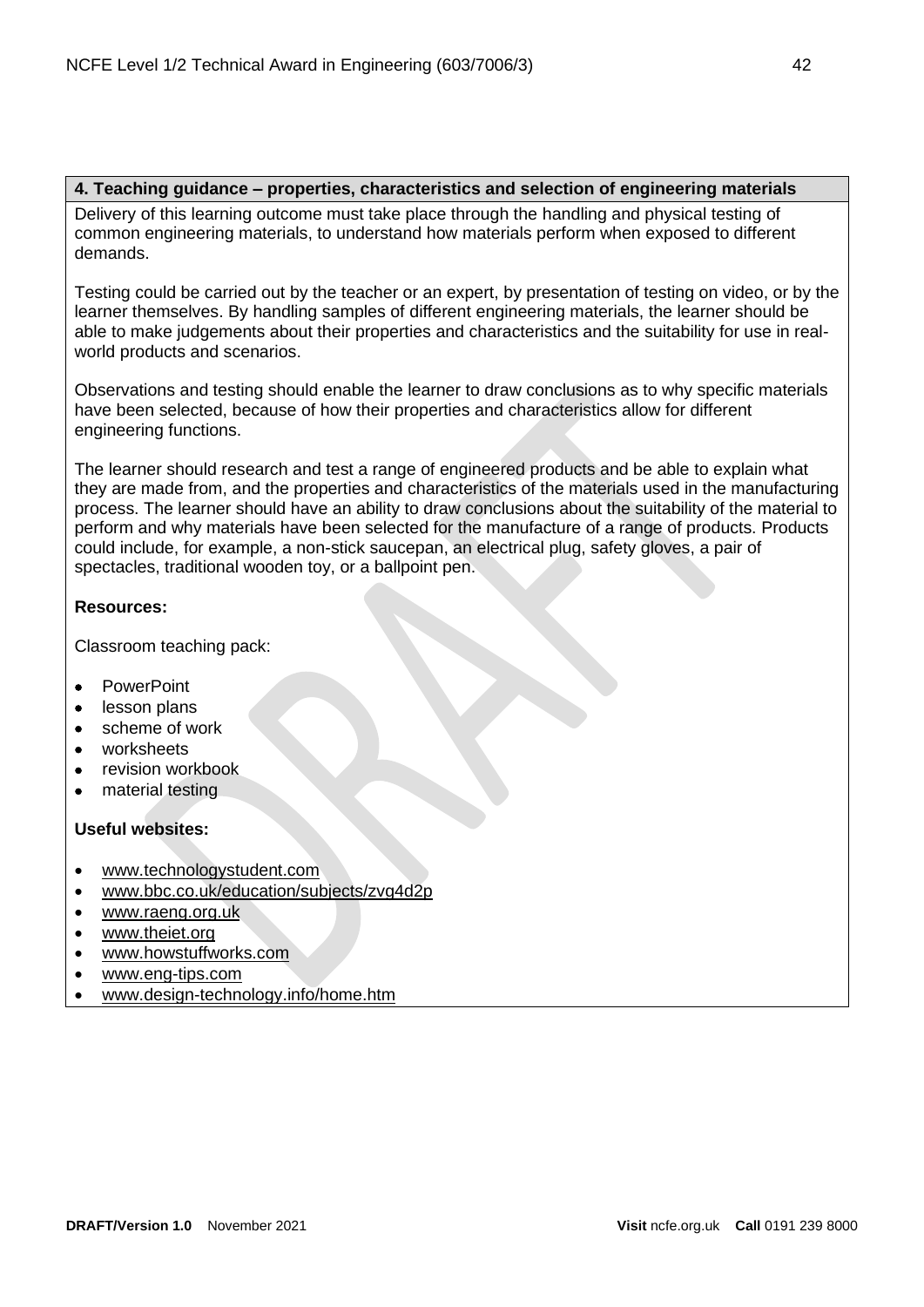## 4. Teaching guidance – properties, characteristics and selection of engineering materials

Delivery of this learning outcome must take place through the handling and physical testing of common engineering materials, to understand how materials perform when exposed to different demands.

Testing could be carried out by the teacher or an expert, by presentation of testing on video, or by the learner themselves. By handling samples of different engineering materials, the learner should be able to make judgements about their properties and characteristics and the suitability for use in real-world products and scenarios.

Observations and testing should enable the learner to draw conclusions as to why specific materials have been selected, because of how their properties and characteristics allow for different engineering functions.

The learner should research and test a range of engineered products and be able to explain what they are made from, and the properties and characteristics of the materials used in the manufacturing process. The learner should have an ability to draw conclusions about the suitability of the material to perform and why materials have been selected for the manufacture of a range of products. Products could include, for example, a non-stick saucepan, an electrical plug, safety gloves, a pair of spectacles, traditional wooden toy, or a ballpoint pen.

**Resources:**

Classroom teaching pack:

- PowerPoint
- lesson plans
- scheme of work
- worksheets
- revision workbook
- material testing

**Useful websites:**

- www.technologystudent.com
- www.bbc.co.uk/education/subjects/zvg4d2p
- www.raeng.org.uk
- www.theiet.org
- www.howstuffworks.com
- www.eng-tips.com
- www.design-technology.info/home.htm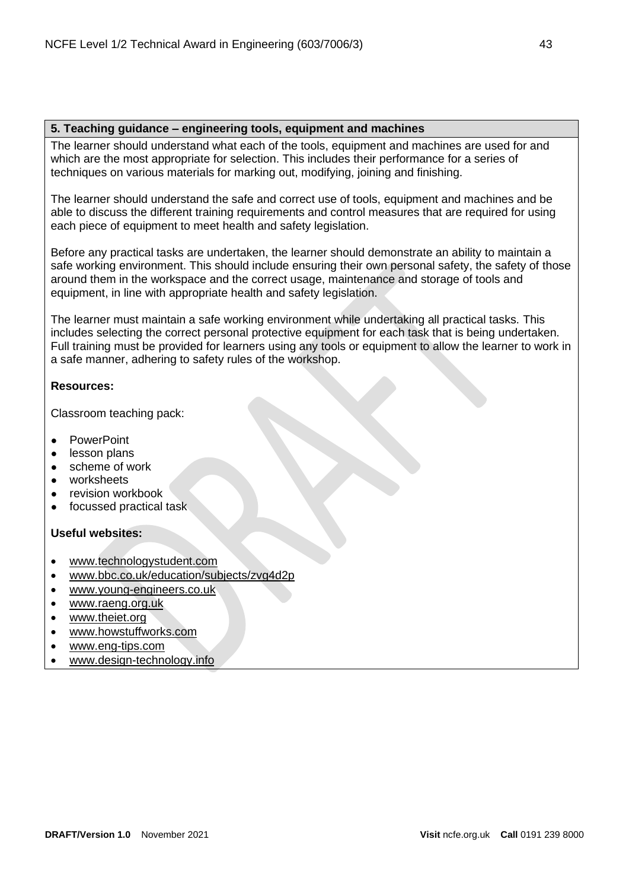## 5. Teaching guidance – engineering tools, equipment and machines

The learner should understand what each of the tools, equipment and machines are used for and which are the most appropriate for selection. This includes their performance for a series of techniques on various materials for marking out, modifying, joining and finishing.

The learner should understand the safe and correct use of tools, equipment and machines and be able to discuss the different training requirements and control measures that are required for using each piece of equipment to meet health and safety legislation.

Before any practical tasks are undertaken, the learner should demonstrate an ability to maintain a safe working environment. This should include ensuring their own personal safety, the safety of those around them in the workspace and the correct usage, maintenance and storage of tools and equipment, in line with appropriate health and safety legislation.

The learner must maintain a safe working environment while undertaking all practical tasks. This includes selecting the correct personal protective equipment for each task that is being undertaken. Full training must be provided for learners using any tools or equipment to allow the learner to work in a safe manner, adhering to safety rules of the workshop.

**Resources:**

Classroom teaching pack:

- PowerPoint
- lesson plans
- scheme of work
- worksheets
- revision workbook
- focussed practical task

**Useful websites:**

- www.technologystudent.com
- www.bbc.co.uk/education/subjects/zvg4d2p
- www.young-engineers.co.uk
- www.raeng.org.uk
- www.theiet.org
- www.howstuffworks.com
- www.eng-tips.com
- www.design-technology.info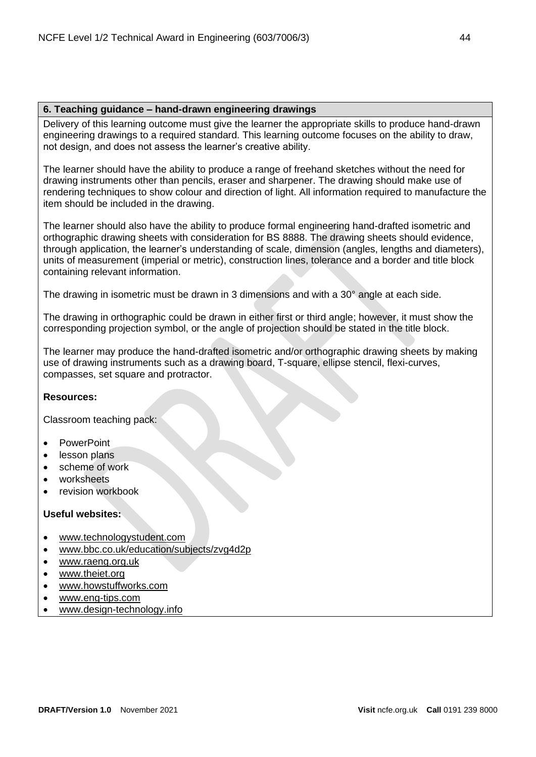## 6. Teaching guidance – hand-drawn engineering drawings

Delivery of this learning outcome must give the learner the appropriate skills to produce hand-drawn engineering drawings to a required standard. This learning outcome focuses on the ability to draw, not design, and does not assess the learner's creative ability.

The learner should have the ability to produce a range of freehand sketches without the need for drawing instruments other than pencils, eraser and sharpener. The drawing should make use of rendering techniques to show colour and direction of light. All information required to manufacture the item should be included in the drawing.

The learner should also have the ability to produce formal engineering hand-drafted isometric and orthographic drawing sheets with consideration for BS 8888. The drawing sheets should evidence, through application, the learner's understanding of scale, dimension (angles, lengths and diameters), units of measurement (imperial or metric), construction lines, tolerance and a border and title block containing relevant information.

The drawing in isometric must be drawn in 3 dimensions and with a 30° angle at each side.

The drawing in orthographic could be drawn in either first or third angle; however, it must show the corresponding projection symbol, or the angle of projection should be stated in the title block.

The learner may produce the hand-drafted isometric and/or orthographic drawing sheets by making use of drawing instruments such as a drawing board, T-square, ellipse stencil, flexi-curves, compasses, set square and protractor.

**Resources:**

Classroom teaching pack:

- PowerPoint
- lesson plans
- scheme of work
- worksheets
- revision workbook

**Useful websites:**

- www.technologystudent.com
- www.bbc.co.uk/education/subjects/zvg4d2p
- www.raeng.org.uk
- www.theiet.org
- www.howstuffworks.com
- www.eng-tips.com
- www.design-technology.info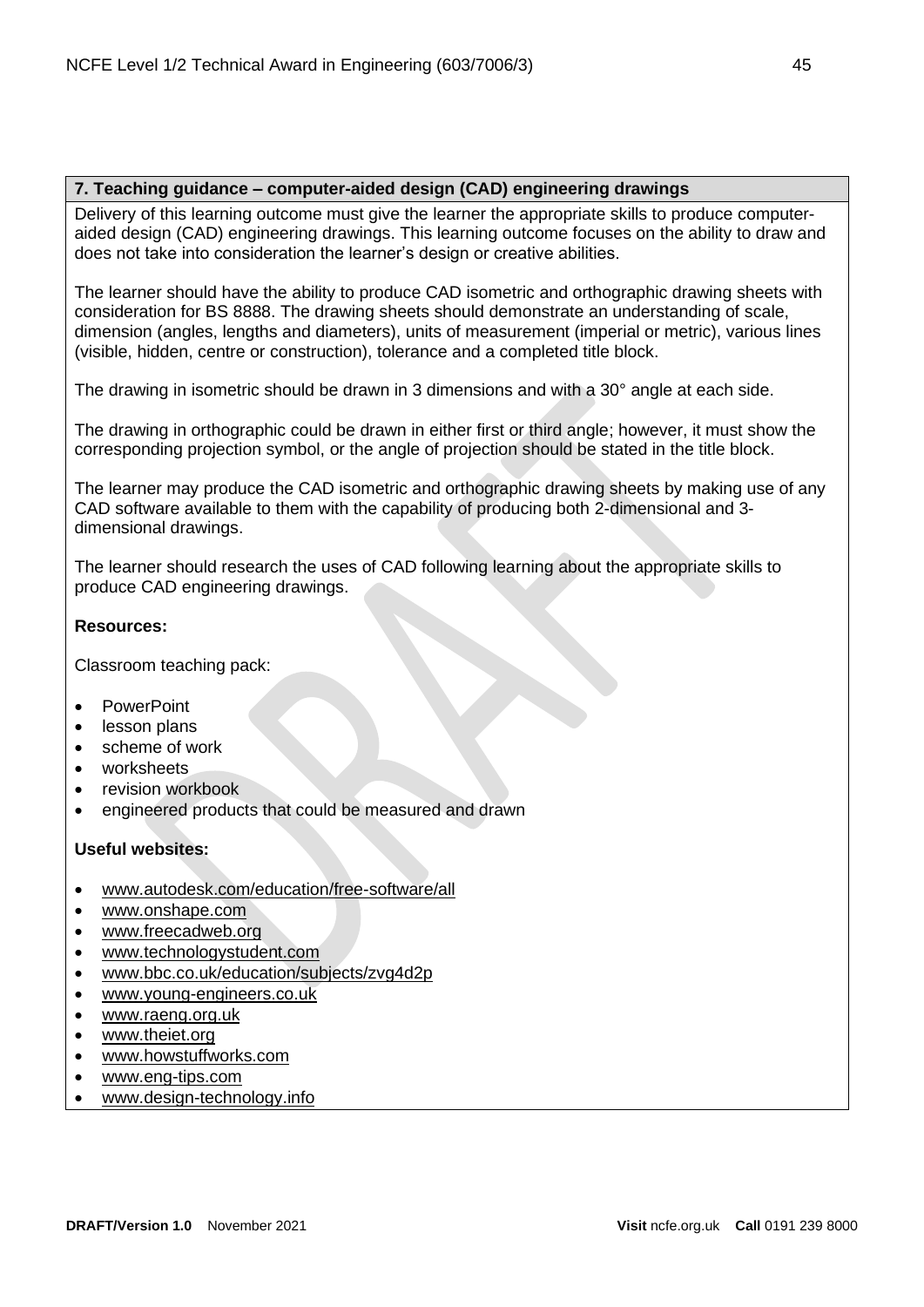## 7. Teaching guidance – computer-aided design (CAD) engineering drawings

Delivery of this learning outcome must give the learner the appropriate skills to produce computer-aided design (CAD) engineering drawings. This learning outcome focuses on the ability to draw and does not take into consideration the learner's design or creative abilities.

The learner should have the ability to produce CAD isometric and orthographic drawing sheets with consideration for BS 8888. The drawing sheets should demonstrate an understanding of scale, dimension (angles, lengths and diameters), units of measurement (imperial or metric), various lines (visible, hidden, centre or construction), tolerance and a completed title block.

The drawing in isometric should be drawn in 3 dimensions and with a 30° angle at each side.

The drawing in orthographic could be drawn in either first or third angle; however, it must show the corresponding projection symbol, or the angle of projection should be stated in the title block.

The learner may produce the CAD isometric and orthographic drawing sheets by making use of any CAD software available to them with the capability of producing both 2-dimensional and 3-dimensional drawings.

The learner should research the uses of CAD following learning about the appropriate skills to produce CAD engineering drawings.

**Resources:**

Classroom teaching pack:

- PowerPoint
- lesson plans
- scheme of work
- worksheets
- revision workbook
- engineered products that could be measured and drawn

**Useful websites:**

- www.autodesk.com/education/free-software/all
- www.onshape.com
- www.freecadweb.org
- www.technologystudent.com
- www.bbc.co.uk/education/subjects/zvg4d2p
- www.young-engineers.co.uk
- www.raeng.org.uk
- www.theiet.org
- www.howstuffworks.com
- www.eng-tips.com
- www.design-technology.info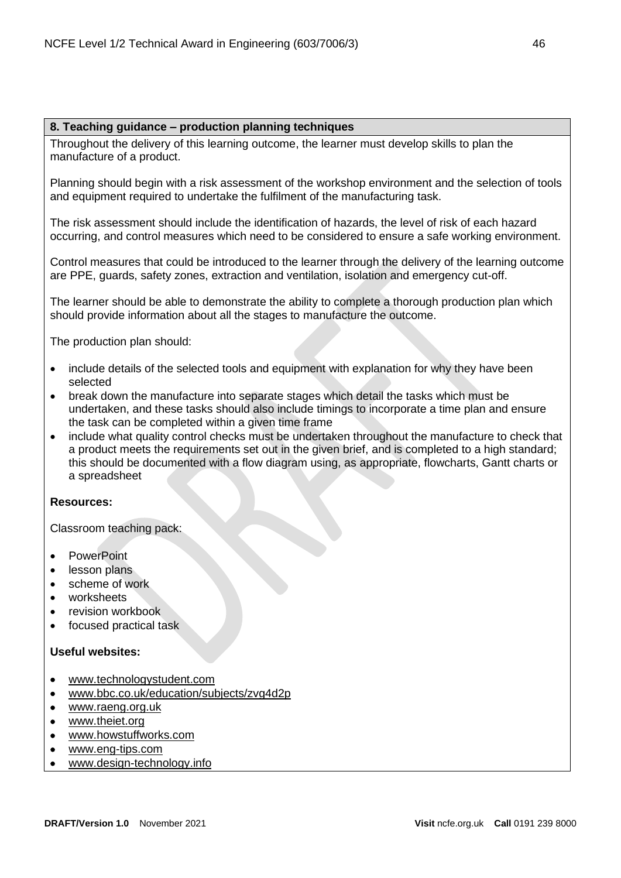## 8. Teaching guidance – production planning techniques

Throughout the delivery of this learning outcome, the learner must develop skills to plan the manufacture of a product.

Planning should begin with a risk assessment of the workshop environment and the selection of tools and equipment required to undertake the fulfilment of the manufacturing task.

The risk assessment should include the identification of hazards, the level of risk of each hazard occurring, and control measures which need to be considered to ensure a safe working environment.

Control measures that could be introduced to the learner through the delivery of the learning outcome are PPE, guards, safety zones, extraction and ventilation, isolation and emergency cut-off.

The learner should be able to demonstrate the ability to complete a thorough production plan which should provide information about all the stages to manufacture the outcome.

The production plan should:

- include details of the selected tools and equipment with explanation for why they have been selected
- break down the manufacture into separate stages which detail the tasks which must be undertaken, and these tasks should also include timings to incorporate a time plan and ensure the task can be completed within a given time frame
- include what quality control checks must be undertaken throughout the manufacture to check that a product meets the requirements set out in the given brief, and is completed to a high standard; this should be documented with a flow diagram using, as appropriate, flowcharts, Gantt charts or a spreadsheet

**Resources:**

Classroom teaching pack:

- PowerPoint
- lesson plans
- scheme of work
- worksheets
- revision workbook
- focused practical task

**Useful websites:**

- www.technologystudent.com
- www.bbc.co.uk/education/subjects/zvg4d2p
- www.raeng.org.uk
- www.theiet.org
- www.howstuffworks.com
- www.eng-tips.com
- www.design-technology.info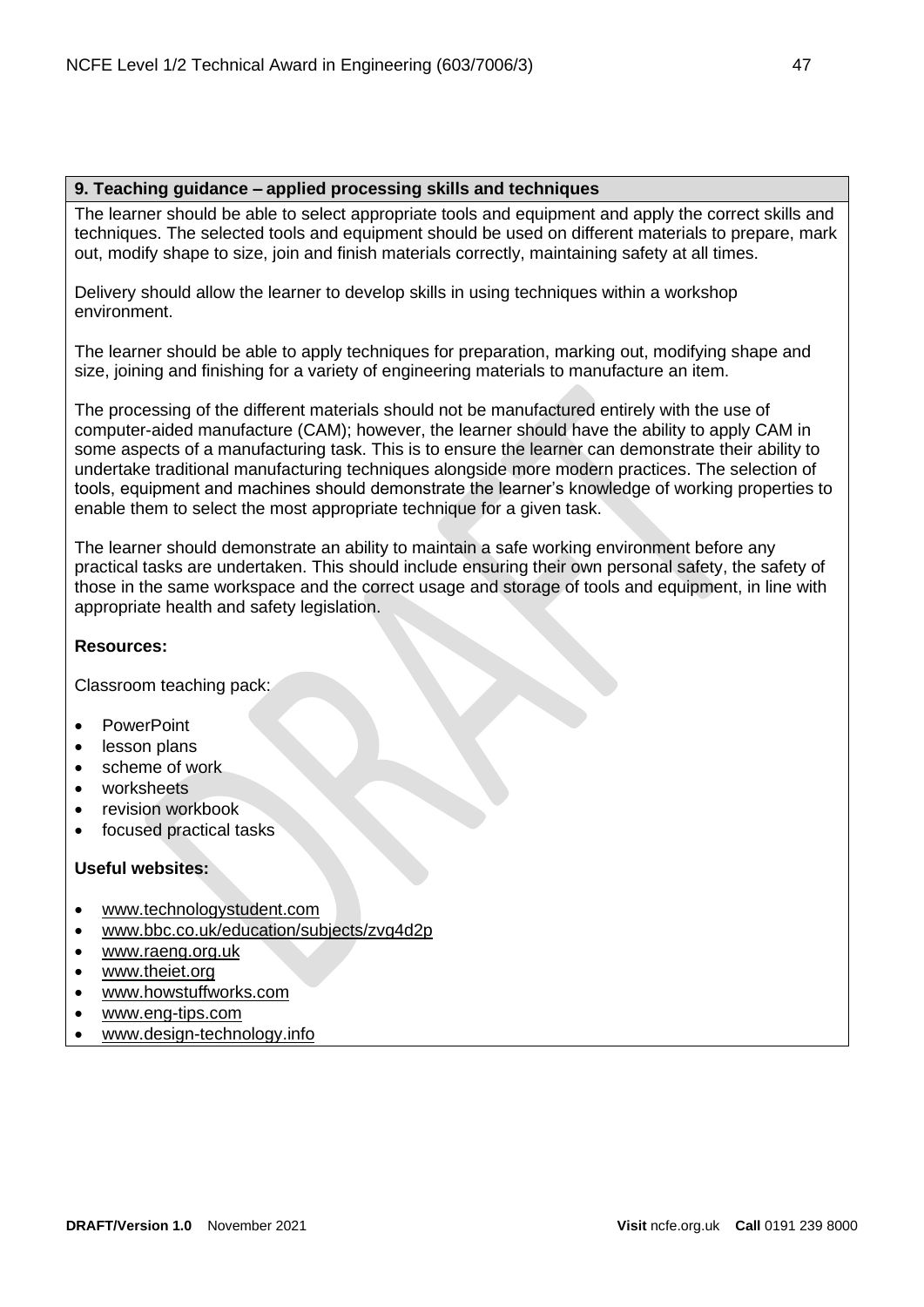## 9. Teaching guidance – applied processing skills and techniques

The learner should be able to select appropriate tools and equipment and apply the correct skills and techniques. The selected tools and equipment should be used on different materials to prepare, mark out, modify shape to size, join and finish materials correctly, maintaining safety at all times.

Delivery should allow the learner to develop skills in using techniques within a workshop environment.

The learner should be able to apply techniques for preparation, marking out, modifying shape and size, joining and finishing for a variety of engineering materials to manufacture an item.

The processing of the different materials should not be manufactured entirely with the use of computer-aided manufacture (CAM); however, the learner should have the ability to apply CAM in some aspects of a manufacturing task. This is to ensure the learner can demonstrate their ability to undertake traditional manufacturing techniques alongside more modern practices. The selection of tools, equipment and machines should demonstrate the learner's knowledge of working properties to enable them to select the most appropriate technique for a given task.

The learner should demonstrate an ability to maintain a safe working environment before any practical tasks are undertaken. This should include ensuring their own personal safety, the safety of those in the same workspace and the correct usage and storage of tools and equipment, in line with appropriate health and safety legislation.

**Resources:**

Classroom teaching pack:

- PowerPoint
- lesson plans
- scheme of work
- worksheets
- revision workbook
- focused practical tasks

**Useful websites:**

- www.technologystudent.com
- www.bbc.co.uk/education/subjects/zvg4d2p
- www.raeng.org.uk
- www.theiet.org
- www.howstuffworks.com
- www.eng-tips.com
- www.design-technology.info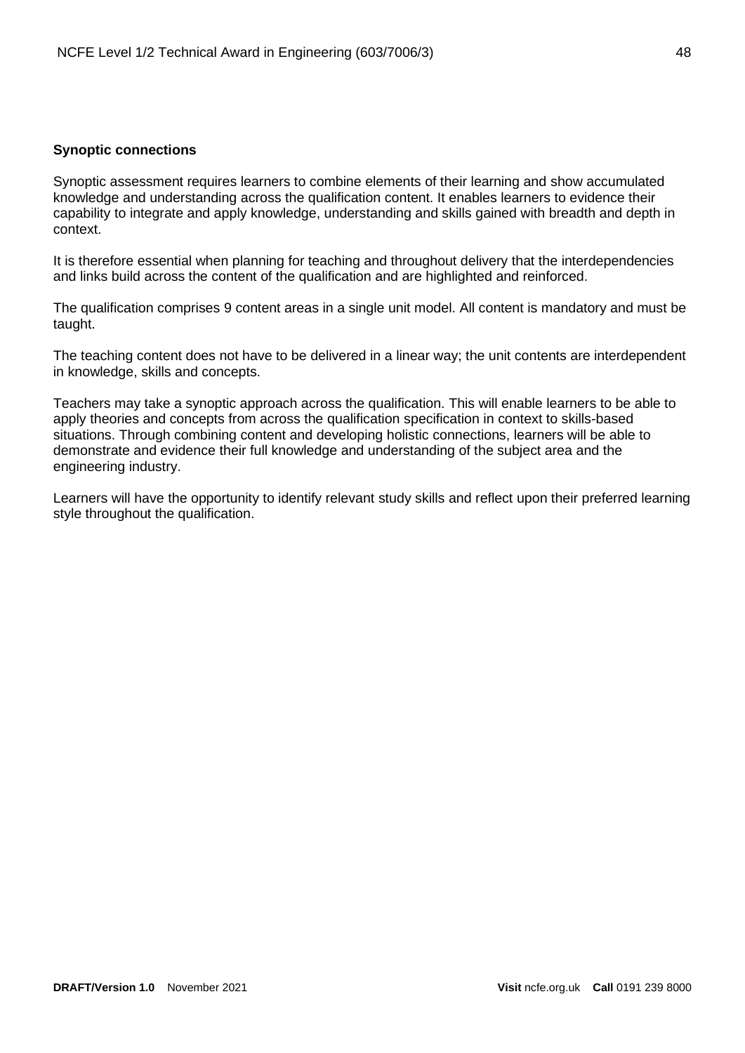**Synoptic connections**

Synoptic assessment requires learners to combine elements of their learning and show accumulated knowledge and understanding across the qualification content. It enables learners to evidence their capability to integrate and apply knowledge, understanding and skills gained with breadth and depth in context.

It is therefore essential when planning for teaching and throughout delivery that the interdependencies and links build across the content of the qualification and are highlighted and reinforced.

The qualification comprises 9 content areas in a single unit model. All content is mandatory and must be taught.

The teaching content does not have to be delivered in a linear way; the unit contents are interdependent in knowledge, skills and concepts.

Teachers may take a synoptic approach across the qualification. This will enable learners to be able to apply theories and concepts from across the qualification specification in context to skills-based situations. Through combining content and developing holistic connections, learners will be able to demonstrate and evidence their full knowledge and understanding of the subject area and the engineering industry.

Learners will have the opportunity to identify relevant study skills and reflect upon their preferred learning style throughout the qualification.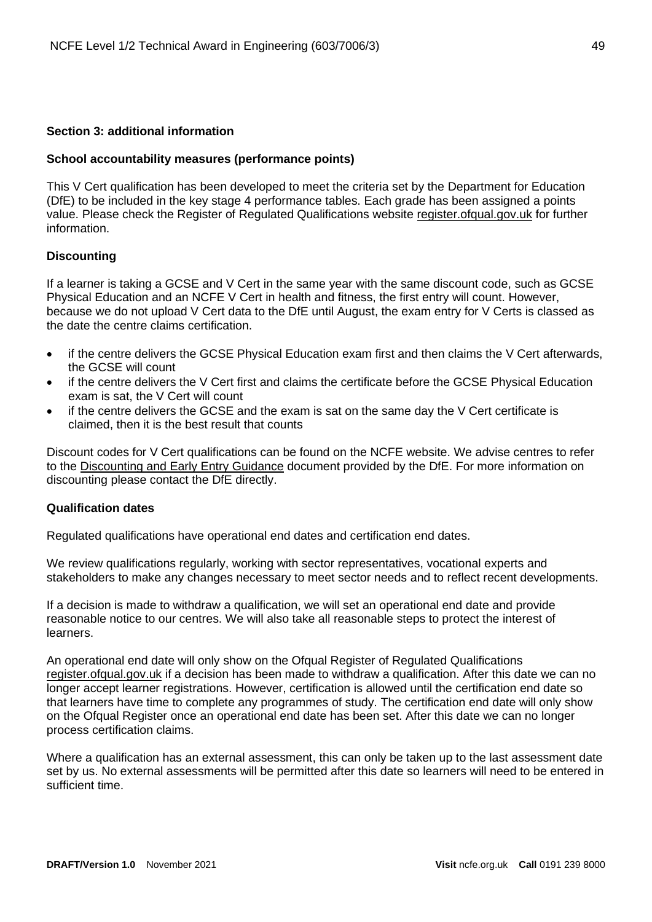## Section 3: additional information

### School accountability measures (performance points)

This V Cert qualification has been developed to meet the criteria set by the Department for Education (DfE) to be included in the key stage 4 performance tables. Each grade has been assigned a points value. Please check the Register of Regulated Qualifications website register.ofqual.gov.uk for further information.

### Discounting

If a learner is taking a GCSE and V Cert in the same year with the same discount code, such as GCSE Physical Education and an NCFE V Cert in health and fitness, the first entry will count. However, because we do not upload V Cert data to the DfE until August, the exam entry for V Certs is classed as the date the centre claims certification.

- if the centre delivers the GCSE Physical Education exam first and then claims the V Cert afterwards, the GCSE will count
- if the centre delivers the V Cert first and claims the certificate before the GCSE Physical Education exam is sat, the V Cert will count
- if the centre delivers the GCSE and the exam is sat on the same day the V Cert certificate is claimed, then it is the best result that counts

Discount codes for V Cert qualifications can be found on the NCFE website. We advise centres to refer to the Discounting and Early Entry Guidance document provided by the DfE. For more information on discounting please contact the DfE directly.

### Qualification dates

Regulated qualifications have operational end dates and certification end dates.

We review qualifications regularly, working with sector representatives, vocational experts and stakeholders to make any changes necessary to meet sector needs and to reflect recent developments.

If a decision is made to withdraw a qualification, we will set an operational end date and provide reasonable notice to our centres. We will also take all reasonable steps to protect the interest of learners.

An operational end date will only show on the Ofqual Register of Regulated Qualifications register.ofqual.gov.uk if a decision has been made to withdraw a qualification. After this date we can no longer accept learner registrations. However, certification is allowed until the certification end date so that learners have time to complete any programmes of study. The certification end date will only show on the Ofqual Register once an operational end date has been set. After this date we can no longer process certification claims.

Where a qualification has an external assessment, this can only be taken up to the last assessment date set by us. No external assessments will be permitted after this date so learners will need to be entered in sufficient time.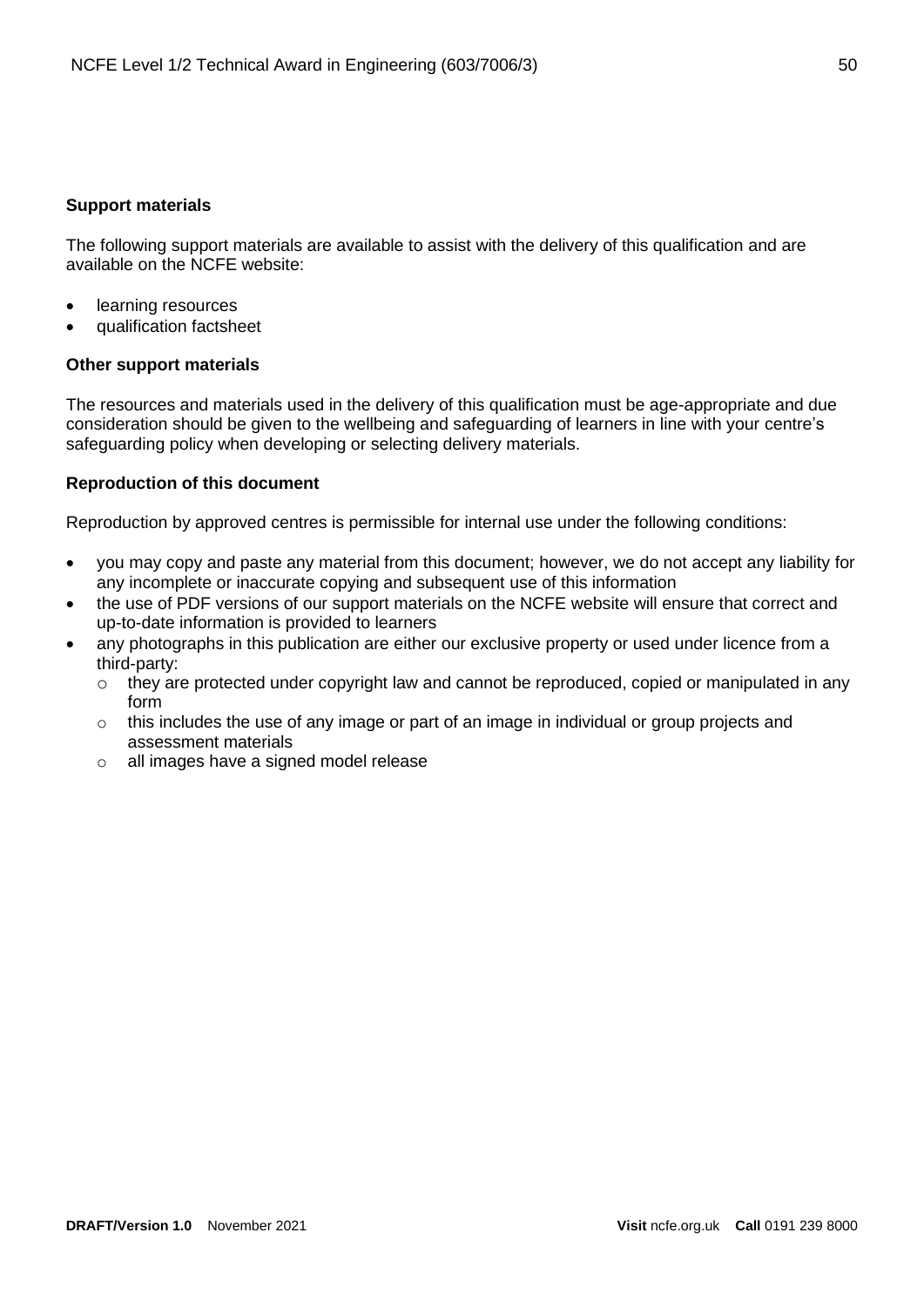**Support materials**

The following support materials are available to assist with the delivery of this qualification and are available on the NCFE website:

- learning resources
- qualification factsheet

**Other support materials**

The resources and materials used in the delivery of this qualification must be age-appropriate and due consideration should be given to the wellbeing and safeguarding of learners in line with your centre's safeguarding policy when developing or selecting delivery materials.

**Reproduction of this document**

Reproduction by approved centres is permissible for internal use under the following conditions:

- you may copy and paste any material from this document; however, we do not accept any liability for any incomplete or inaccurate copying and subsequent use of this information
- the use of PDF versions of our support materials on the NCFE website will ensure that correct and up-to-date information is provided to learners
- any photographs in this publication are either our exclusive property or used under licence from a third-party:
  - they are protected under copyright law and cannot be reproduced, copied or manipulated in any form
  - this includes the use of any image or part of an image in individual or group projects and assessment materials
  - all images have a signed model release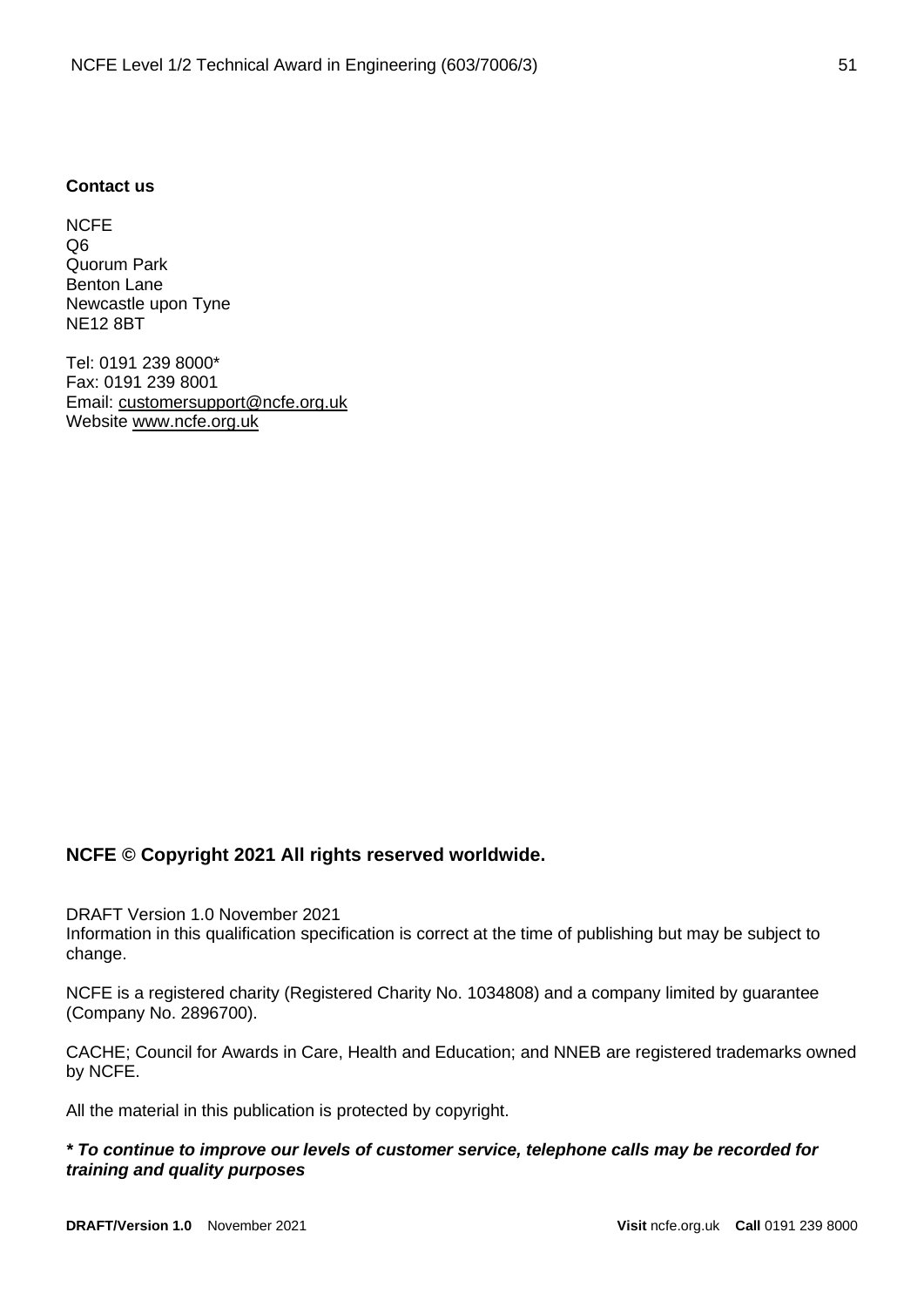**Contact us**

NCFE
Q6
Quorum Park
Benton Lane
Newcastle upon Tyne
NE12 8BT

Tel: 0191 239 8000*
Fax: 0191 239 8001
Email: customersupport@ncfe.org.uk
Website www.ncfe.org.uk

**NCFE © Copyright 2021 All rights reserved worldwide.**

DRAFT Version 1.0 November 2021
Information in this qualification specification is correct at the time of publishing but may be subject to change.

NCFE is a registered charity (Registered Charity No. 1034808) and a company limited by guarantee (Company No. 2896700).

CACHE; Council for Awards in Care, Health and Education; and NNEB are registered trademarks owned by NCFE.

All the material in this publication is protected by copyright.

***** ***To continue to improve our levels of customer service, telephone calls may be recorded for training and quality purposes***